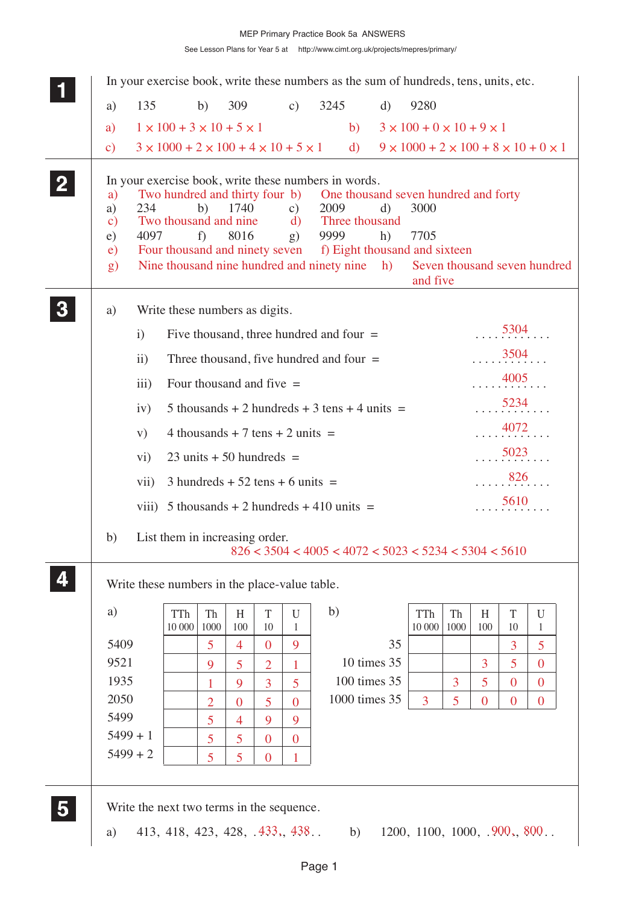# MEP Primary Practice Book 5a ANSWERS

See Lesson Plans for Year 5 at http://www.cimt.org.uk/projects/mepres/primary/

## 1

In your exercise book, write these numbers as the sum of hundreds, tens, units, etc.

a) 135 b) 309 c) 3245 d) 9280

a) $1 \times 100 + 3 \times 10 + 5 \times 1$ b) $3 \times 100 + 0 \times 10 + 9 \times 1$

c) $3 \times 1000 + 2 \times 100 + 4 \times 10 + 5 \times 1$ d) $9 \times 1000 + 2 \times 100 + 8 \times 10 + 0 \times 1$

## 2

In your exercise book, write these numbers in words.

a) 234 b) 1740 c) 2009 d) 3000

e) 4097 f) 8016 g) 9999 h) 7705

a) Two hundred and thirty four b) One thousand seven hundred and forty

c) Two thousand and nine d) Three thousand

e) Four thousand and ninety seven f) Eight thousand and sixteen

g) Nine thousand nine hundred and ninety nine h) Seven thousand seven hundred and five

## 3

a) Write these numbers as digits.

i) Five thousand, three hundred and four = 5304

ii) Three thousand, five hundred and four = 3504

iii) Four thousand and five = 4005

iv) 5 thousands + 2 hundreds + 3 tens + 4 units = 5234

v) 4 thousands + 7 tens + 2 units = 4072

vi) 23 units + 50 hundreds = 5023

vii) 3 hundreds + 52 tens + 6 units = 826

viii) 5 thousands + 2 hundreds + 410 units = 5610

b) List them in increasing order.

826 < 3504 < 4005 < 4072 < 5023 < 5234 < 5304 < 5610

## 4

Write these numbers in the place-value table.

a)

| | TTh 10 000 | Th 1000 | H 100 | T 10 | U 1 |
|---|---|---|---|---|---|
| 5409 | | 5 | 4 | 0 | 9 |
| 9521 | | 9 | 5 | 2 | 1 |
| 1935 | | 1 | 9 | 3 | 5 |
| 2050 | | 2 | 0 | 5 | 0 |
| 5499 | | 5 | 4 | 9 | 9 |
| 5499 + 1 | | 5 | 5 | 0 | 0 |
| 5499 + 2 | | 5 | 5 | 0 | 1 |

b)

| | TTh 10 000 | Th 1000 | H 100 | T 10 | U 1 |
|---|---|---|---|---|---|
| 35 | | | | 3 | 5 |
| 10 times 35 | | | 3 | 5 | 0 |
| 100 times 35 | | 3 | 5 | 0 | 0 |
| 1000 times 35 | 3 | 5 | 0 | 0 | 0 |

## 5

Write the next two terms in the sequence.

a) 413, 418, 423, 428, 433, 438

b) 1200, 1100, 1000, 900, 800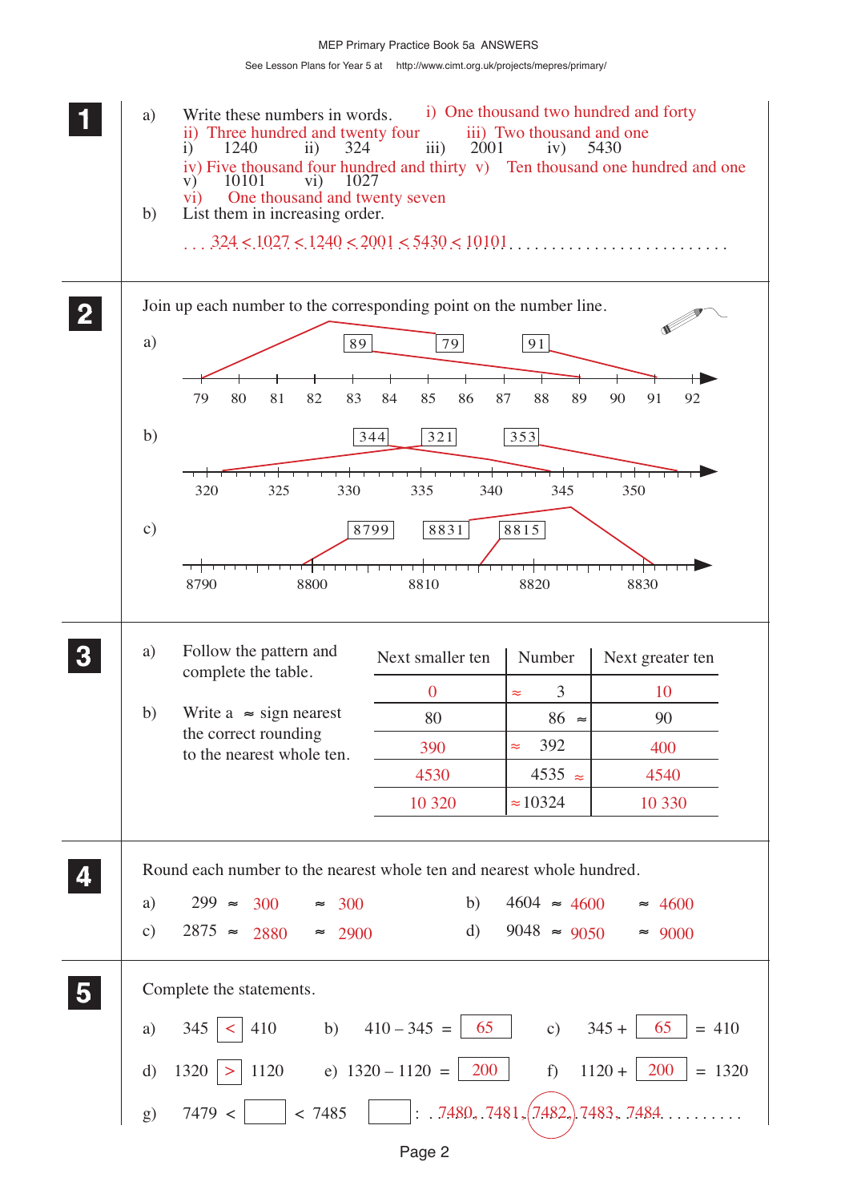**1**

a) Write these numbers in words. i) One thousand two hundred and forty

ii) Three hundred and twenty four    iii) Two thousand and one

i) 1240    ii) 324    iii) 2001    iv) 5430

iv) Five thousand four hundred and thirty    v) Ten thousand one hundred and one

v) 10101    vi) 1027

vi) One thousand and twenty seven

b) List them in increasing order.

324 < 1027 < 1240 < 2001 < 5430 < 10101

**2**

Join up each number to the corresponding point on the number line.

a) 89    79    91

79  80  81  82  83  84  85  86  87  88  89  90  91  92

b) 344    321    353

320    325    330    335    340    345    350

c) 8799    8831    8815

8790    8800    8810    8820    8830

**3**

a) Follow the pattern and complete the table.

b) Write a ≈ sign nearest the correct rounding to the nearest whole ten.

| Next smaller ten | Number | Next greater ten |
|---|---|---|
| 0 | ≈ 3 | 10 |
| 80 | 86 ≈ | 90 |
| 390 | ≈ 392 | 400 |
| 4530 | 4535 ≈ | 4540 |
| 10 320 | ≈ 10324 | 10 330 |

**4**

Round each number to the nearest whole ten and nearest whole hundred.

a) 299 ≈ 300 ≈ 300    b) 4604 ≈ 4600 ≈ 4600

c) 2875 ≈ 2880 ≈ 2900    d) 9048 ≈ 9050 ≈ 9000

**5**

Complete the statements.

a) 345 [<] 410    b) 410 – 345 = [65]    c) 345 + [65] = 410

d) 1320 [>] 1120    e) 1320 – 1120 = [200]    f) 1120 + [200] = 1320

g) 7479 < [ ] < 7485 [ ]: 7480, 7481, (7482), 7483, 7484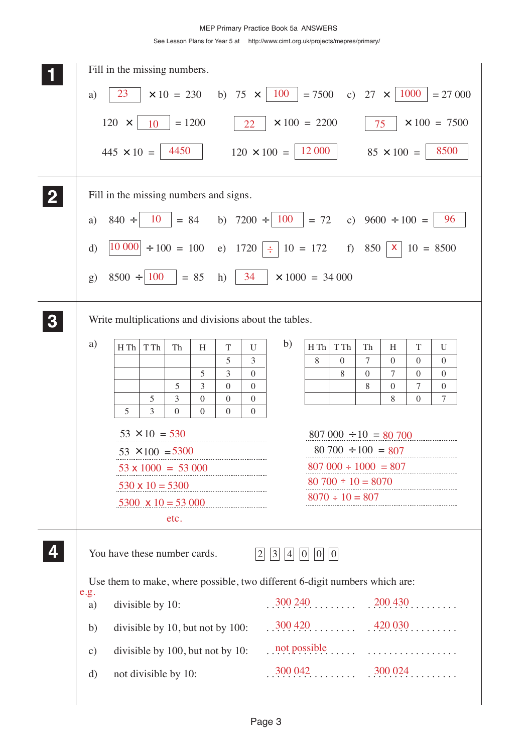**1**

Fill in the missing numbers.

a) 23 × 10 = 230 b) 75 × 100 = 7500 c) 27 × 1000 = 27 000

120 × 10 = 1200 22 × 100 = 2200 75 × 100 = 7500

445 × 10 = 4450 120 × 100 = 12 000 85 × 100 = 8500

**2**

Fill in the missing numbers and signs.

a) 840 ÷ 10 = 84 b) 7200 ÷ 100 = 72 c) 9600 ÷ 100 = 96

d) 10 000 ÷ 100 = 100 e) 1720 ÷ 10 = 172 f) 850 x 10 = 8500

g) 8500 ÷ 100 = 85 h) 34 × 1000 = 34 000

**3**

Write multiplications and divisions about the tables.

a)

| H Th | T Th | Th | H | T | U |
|---|---|---|---|---|---|
| | | | | 5 | 3 |
| | | | 5 | 3 | 0 |
| | | 5 | 3 | 0 | 0 |
| | 5 | 3 | 0 | 0 | 0 |
| 5 | 3 | 0 | 0 | 0 | 0 |

53 × 10 = 530

53 × 100 = 5300

53 x 1000 = 53 000

530 x 10 = 5300

5300 x 10 = 53 000

etc.

b)

| H Th | T Th | Th | H | T | U |
|---|---|---|---|---|---|
| 8 | 0 | 7 | 0 | 0 | 0 |
| | 8 | 0 | 7 | 0 | 0 |
| | | 8 | 0 | 7 | 0 |
| | | | 8 | 0 | 7 |

807 000 ÷ 10 = 80 700

80 700 ÷ 100 = 807

807 000 ÷ 1000 = 807

80 700 ÷ 10 = 8070

8070 ÷ 10 = 807

**4**

You have these number cards. 2 3 4 0 0 0

Use them to make, where possible, two different 6-digit numbers which are:

e.g.

a) divisible by 10: 300 240 200 430

b) divisible by 10, but not by 100: 300 420 420 030

c) divisible by 100, but not by 10: not possible

d) not divisible by 10: 300 042 300 024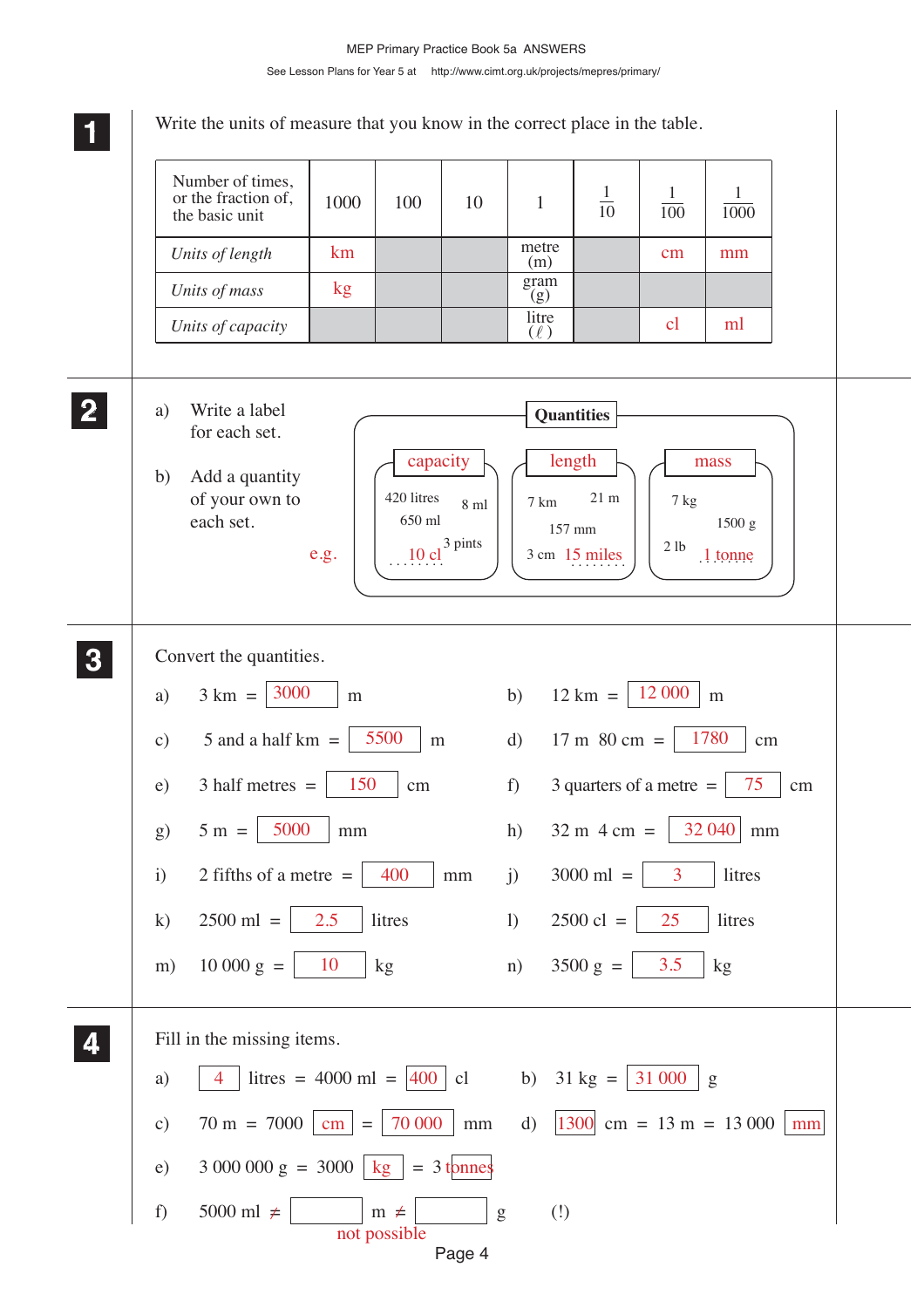## 1

Write the units of measure that you know in the correct place in the table.

| Number of times, or the fraction of, the basic unit | 1000 | 100 | 10 | 1 | $\frac{1}{10}$ | $\frac{1}{100}$ | $\frac{1}{1000}$ |
|---|---|---|---|---|---|---|---|
| *Units of length* | km | | | metre (m) | | cm | mm |
| *Units of mass* | kg | | | gram (g) | | | |
| *Units of capacity* | | | | litre (ℓ) | | cl | ml |

## 2

a) Write a label for each set.

b) Add a quantity of your own to each set.

e.g.

**Quantities**

| capacity | length | mass |
|---|---|---|
| 420 litres, 8 ml, 650 ml, 3 pints, 10 cl | 7 km, 21 m, 157 mm, 3 cm, 15 miles | 7 kg, 1500 g, 2 lb, 1 tonne |

## 3

Convert the quantities.

a) 3 km = 3000 m

b) 12 km = 12 000 m

c) 5 and a half km = 5500 m

d) 17 m 80 cm = 1780 cm

e) 3 half metres = 150 cm

f) 3 quarters of a metre = 75 cm

g) 5 m = 5000 mm

h) 32 m 4 cm = 32 040 mm

i) 2 fifths of a metre = 400 mm

j) 3000 ml = 3 litres

k) 2500 ml = 2.5 litres

l) 2500 cl = 25 litres

m) 10 000 g = 10 kg

n) 3500 g = 3.5 kg

## 4

Fill in the missing items.

a) 4 litres = 4000 ml = 400 cl

b) 31 kg = 31 000 g

c) 70 m = 7000 cm = 70 000 mm

d) 1300 cm = 13 m = 13 000 mm

e) 3 000 000 g = 3000 kg = 3 tonnes

f) 5000 ml ≠ ______ m ≠ ______ g (!)

not possible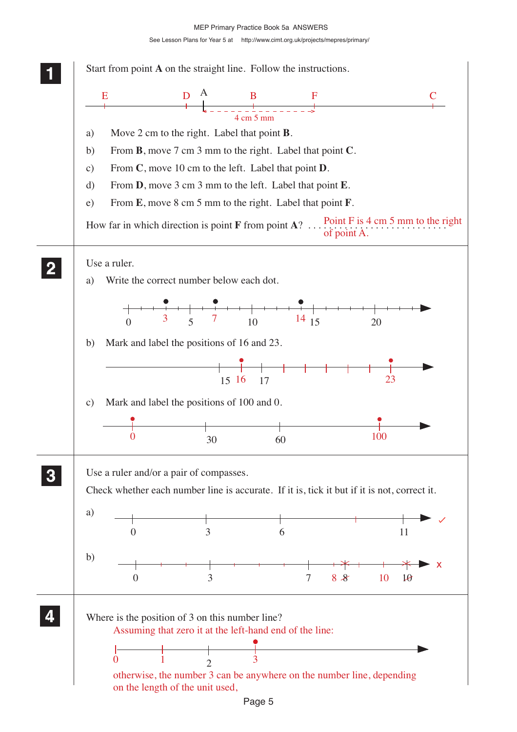## 1

Start from point **A** on the straight line. Follow the instructions.

E D A B F C

4 cm 5 mm

a) Move 2 cm to the right. Label that point **B**.

b) From **B**, move 7 cm 3 mm to the right. Label that point **C**.

c) From **C**, move 10 cm to the left. Label that point **D**.

d) From **D**, move 3 cm 3 mm to the left. Label that point **E**.

e) From **E**, move 8 cm 5 mm to the right. Label that point **F**.

How far in which direction is point **F** from point **A**? Point F is 4 cm 5 mm to the right of point A.

## 2

Use a ruler.

a) Write the correct number below each dot.

0 3 5 7 10 14 15 20

b) Mark and label the positions of 16 and 23.

15 16 17 23

c) Mark and label the positions of 100 and 0.

0 30 60 100

## 3

Use a ruler and/or a pair of compasses.

Check whether each number line is accurate. If it is, tick it but if it is not, correct it.

a) 0 3 6 11 ✓

b) 0 3 7 8 ~~8~~ 10 ~~10~~ x

## 4

Where is the position of 3 on this number line?

Assuming that zero it at the left-hand end of the line:

0 1 2 3

otherwise, the number 3 can be anywhere on the number line, depending on the length of the unit used,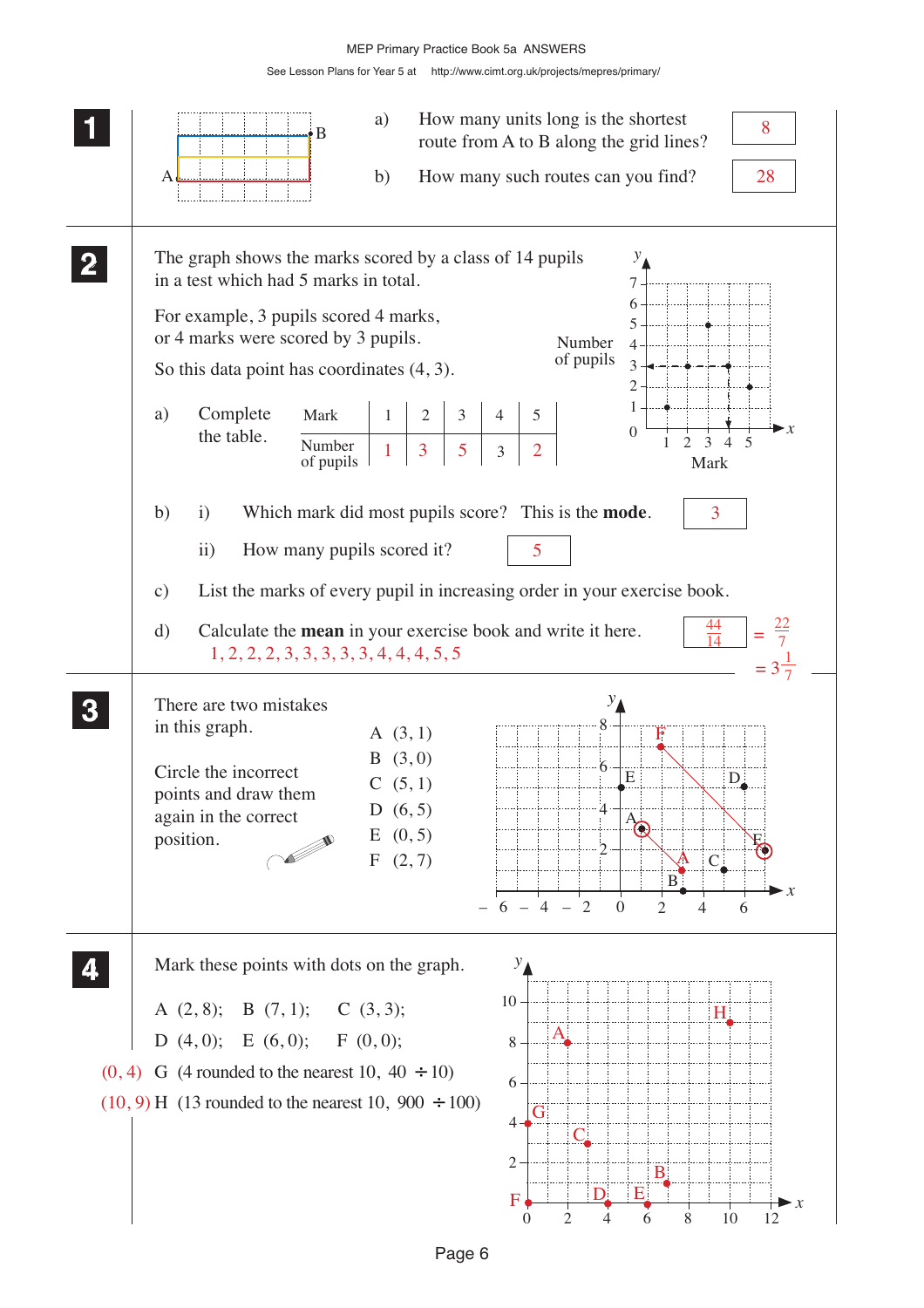MEP Primary Practice Book 5a ANSWERS

See Lesson Plans for Year 5 at http://www.cimt.org.uk/projects/mepres/primary/

## 1

a) How many units long is the shortest route from A to B along the grid lines? **8**

b) How many such routes can you find? **28**

## 2

The graph shows the marks scored by a class of 14 pupils in a test which had 5 marks in total.

For example, 3 pupils scored 4 marks, or 4 marks were scored by 3 pupils.

So this data point has coordinates (4, 3).

a) Complete the table.

| Mark | 1 | 2 | 3 | 4 | 5 |
|---|---|---|---|---|---|
| Number of pupils | 1 | 3 | 5 | 3 | 2 |

b) i) Which mark did most pupils score? This is the **mode**. **3**

ii) How many pupils scored it? **5**

c) List the marks of every pupil in increasing order in your exercise book.

d) Calculate the **mean** in your exercise book and write it here. $\frac{44}{14} = \frac{22}{7} = 3\frac{1}{7}$

1, 2, 2, 2, 3, 3, 3, 3, 3, 4, 4, 4, 5, 5

## 3

There are two mistakes in this graph.

Circle the incorrect points and draw them again in the correct position.

A (3, 1)
B (3, 0)
C (5, 1)
D (6, 5)
E (0, 5)
F (2, 7)

## 4

Mark these points with dots on the graph.

A (2, 8); B (7, 1); C (3, 3);

D (4, 0); E (6, 0); F (0, 0);

(0, 4) G (4 rounded to the nearest 10, 40 ÷ 10)

(10, 9) H (13 rounded to the nearest 10, 900 ÷ 100)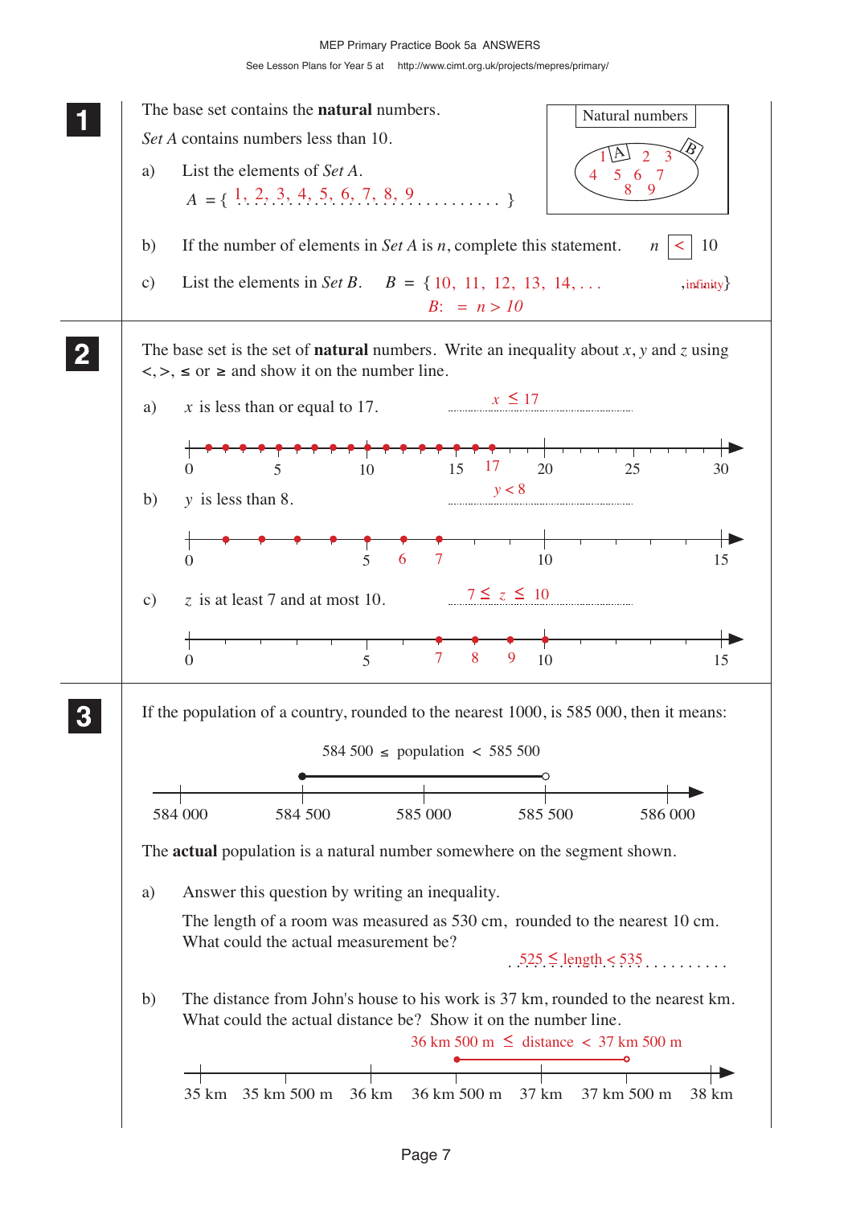**1**

The base set contains the **natural** numbers.

*Set A* contains numbers less than 10.

a) List the elements of *Set A*.

$A$ = { 1, 2, 3, 4, 5, 6, 7, 8, 9 }

Natural numbers

A: 1 2 3 4 5 6 7 8 9

B

b) If the number of elements in *Set A* is $n$, complete this statement. $n$ < 10

c) List the elements in *Set B*. $B$ = { 10, 11, 12, 13, 14, . . . , infinity}

$B$: = $n > 10$

**2**

The base set is the set of **natural** numbers. Write an inequality about $x$, $y$ and $z$ using $<, >, \leq$ or $\geq$ and show it on the number line.

a) $x$ is less than or equal to 17. $x \leq 17$

0 5 10 15 17 20 25 30

b) $y$ is less than 8. $y < 8$

0 5 6 7 10 15

c) $z$ is at least 7 and at most 10. $7 \leq z \leq 10$

0 5 7 8 9 10 15

**3**

If the population of a country, rounded to the nearest 1000, is 585 000, then it means:

584 500 $\leq$ population $<$ 585 500

584 000 584 500 585 000 585 500 586 000

The **actual** population is a natural number somewhere on the segment shown.

a) Answer this question by writing an inequality.

The length of a room was measured as 530 cm, rounded to the nearest 10 cm. What could the actual measurement be?

$525 \leq$ length $< 535$

b) The distance from John's house to his work is 37 km, rounded to the nearest km. What could the actual distance be? Show it on the number line.

36 km 500 m $\leq$ distance $<$ 37 km 500 m

35 km 35 km 500 m 36 km 36 km 500 m 37 km 37 km 500 m 38 km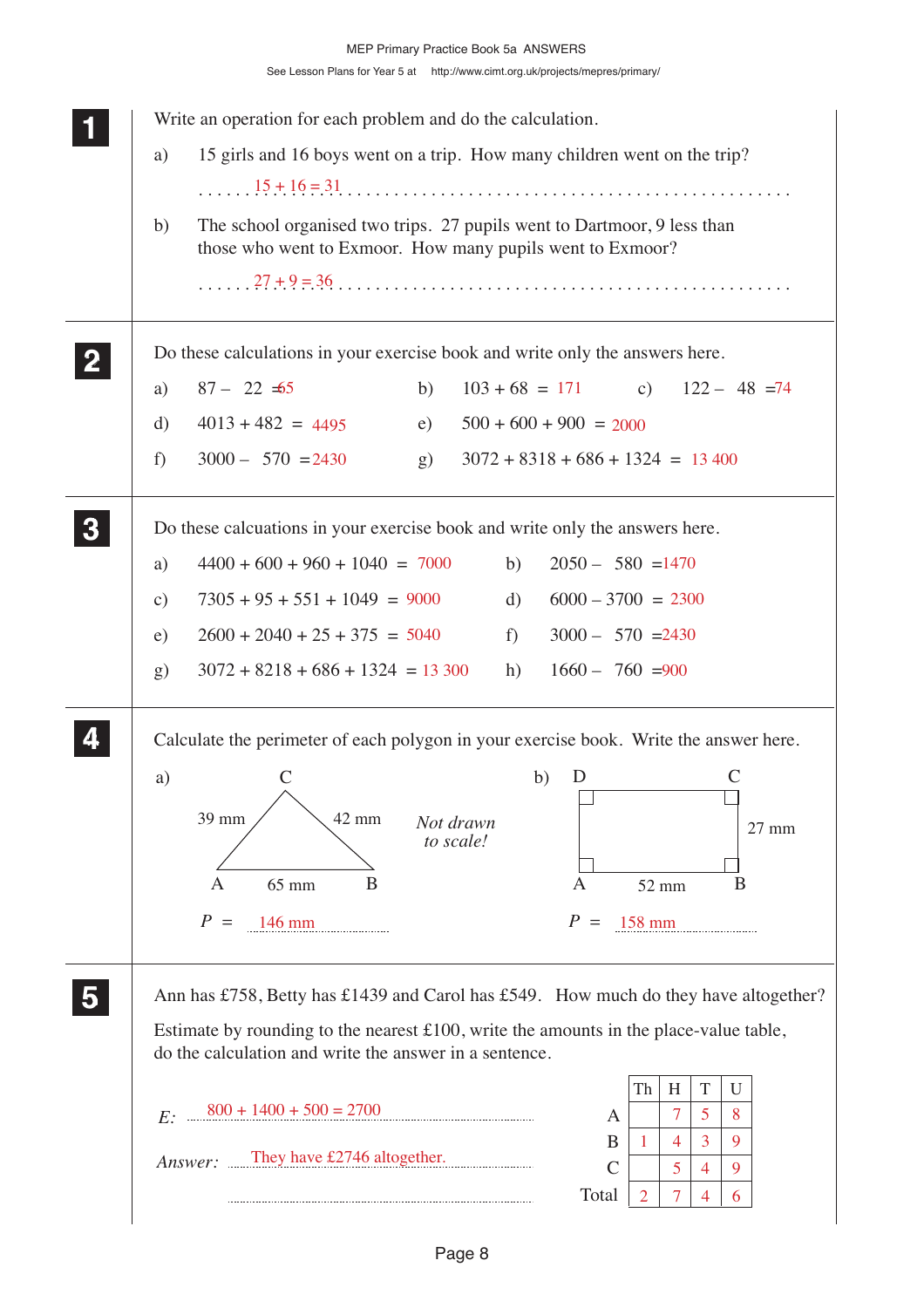## 1

Write an operation for each problem and do the calculation.

a) 15 girls and 16 boys went on a trip. How many children went on the trip?

$15 + 16 = 31$

b) The school organised two trips. 27 pupils went to Dartmoor, 9 less than those who went to Exmoor. How many pupils went to Exmoor?

$27 + 9 = 36$

## 2

Do these calculations in your exercise book and write only the answers here.

a) $87 - 22 = 65$

b) $103 + 68 = 171$

c) $122 - 48 = 74$

d) $4013 + 482 = 4495$

e) $500 + 600 + 900 = 2000$

f) $3000 - 570 = 2430$

g) $3072 + 8318 + 686 + 1324 = 13\,400$

## 3

Do these calcuations in your exercise book and write only the answers here.

a) $4400 + 600 + 960 + 1040 = 7000$

b) $2050 - 580 = 1470$

c) $7305 + 95 + 551 + 1049 = 9000$

d) $6000 - 3700 = 2300$

e) $2600 + 2040 + 25 + 375 = 5040$

f) $3000 - 570 = 2430$

g) $3072 + 8218 + 686 + 1324 = 13\,300$

h) $1660 - 760 = 900$

## 4

Calculate the perimeter of each polygon in your exercise book. Write the answer here.

a) Triangle ABC: AC = 39 mm, BC = 42 mm, AB = 65 mm

*Not drawn to scale!*

$P$ = 146 mm

b) Rectangle ABCD: AB = 52 mm, BC = 27 mm

$P$ = 158 mm

## 5

Ann has £758, Betty has £1439 and Carol has £549. How much do they have altogether?

Estimate by rounding to the nearest £100, write the amounts in the place-value table, do the calculation and write the answer in a sentence.

*E:* $800 + 1400 + 500 = 2700$

*Answer:* They have £2746 altogether.

| | Th | H | T | U |
|---|---|---|---|---|
| A | | 7 | 5 | 8 |
| B | 1 | 4 | 3 | 9 |
| C | | 5 | 4 | 9 |
| Total | 2 | 7 | 4 | 6 |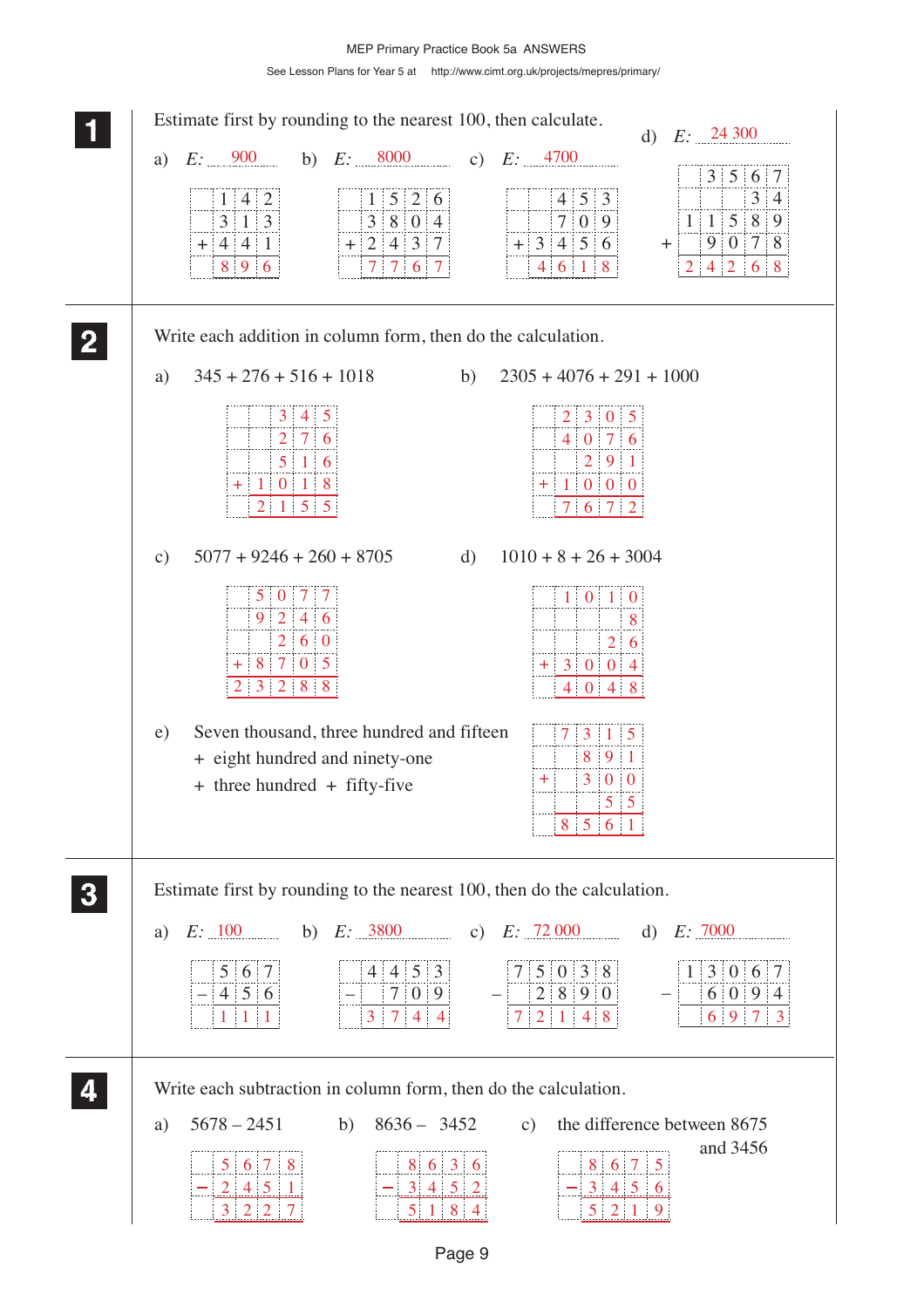**1** Estimate first by rounding to the nearest 100, then calculate.

a) *E*: 900

```
   1 4 2
   3 1 3
 + 4 4 1
   8 9 6
```

b) *E*: 8000

```
   1 5 2 6
   3 8 0 4
 + 2 4 3 7
   7 7 6 7
```

c) *E*: 4700

```
     4 5 3
     7 0 9
 + 3 4 5 6
   4 6 1 8
```

d) *E*: 24 300

```
     3 5 6 7
         3 4
   1 1 5 8 9
 +   9 0 7 8
   2 4 2 6 8
```

**2** Write each addition in column form, then do the calculation.

a) $345 + 276 + 516 + 1018$

```
     3 4 5
     2 7 6
     5 1 6
 + 1 0 1 8
   2 1 5 5
```

b) $2305 + 4076 + 291 + 1000$

```
   2 3 0 5
   4 0 7 6
     2 9 1
 + 1 0 0 0
   7 6 7 2
```

c) $5077 + 9246 + 260 + 8705$

```
    5 0 7 7
    9 2 4 6
      2 6 0
 +  8 7 0 5
  2 3 2 8 8
```

d) $1010 + 8 + 26 + 3004$

```
   1 0 1 0
         8
       2 6
 + 3 0 0 4
   4 0 4 8
```

e) Seven thousand, three hundred and fifteen
+ eight hundred and ninety-one
+ three hundred + fifty-five

```
   7 3 1 5
     8 9 1
 +   3 0 0
       5 5
   8 5 6 1
```

**3** Estimate first by rounding to the nearest 100, then do the calculation.

a) *E*: 100

```
   5 6 7
 – 4 5 6
   1 1 1
```

b) *E*: 3800

```
   4 4 5 3
 –   7 0 9
   3 7 4 4
```

c) *E*: 72 000

```
   7 5 0 3 8
 –   2 8 9 0
   7 2 1 4 8
```

d) *E*: 7000

```
   1 3 0 6 7
 –   6 0 9 4
     6 9 7 3
```

**4** Write each subtraction in column form, then do the calculation.

a) $5678 – 2451$

```
   5 6 7 8
 – 2 4 5 1
   3 2 2 7
```

b) $8636 – 3452$

```
   8 6 3 6
 – 3 4 5 2
   5 1 8 4
```

c) the difference between 8675 and 3456

```
   8 6 7 5
 – 3 4 5 6
   5 2 1 9
```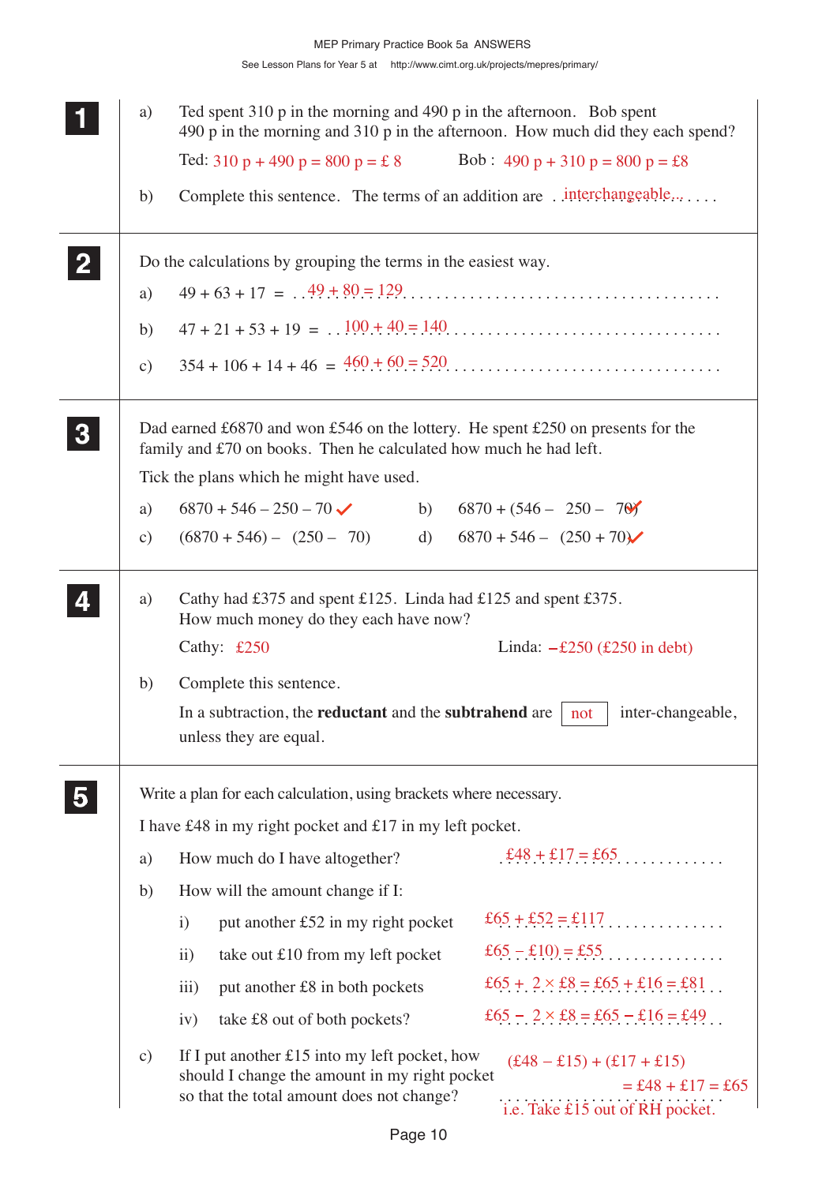**1**

a) Ted spent 310 p in the morning and 490 p in the afternoon. Bob spent 490 p in the morning and 310 p in the afternoon. How much did they each spend?

Ted: 310 p + 490 p = 800 p = £ 8 Bob : 490 p + 310 p = 800 p = £8

b) Complete this sentence. The terms of an addition are interchangeable.

**2**

Do the calculations by grouping the terms in the easiest way.

a) 49 + 63 + 17 = 49 + 80 = 129

b) 47 + 21 + 53 + 19 = 100 + 40 = 140

c) 354 + 106 + 14 + 46 = 460 + 60 = 520

**3**

Dad earned £6870 and won £546 on the lottery. He spent £250 on presents for the family and £70 on books. Then he calculated how much he had left.

Tick the plans which he might have used.

a) 6870 + 546 – 250 – 70 ✓

b) 6870 + (546 – 250 – 70) ✓

c) (6870 + 546) – (250 – 70)

d) 6870 + 546 – (250 + 70) ✓

**4**

a) Cathy had £375 and spent £125. Linda had £125 and spent £375. How much money do they each have now?

Cathy: £250 Linda: –£250 (£250 in debt)

b) Complete this sentence.

In a subtraction, the **reductant** and the **subtrahend** are not inter-changeable, unless they are equal.

**5**

Write a plan for each calculation, using brackets where necessary.

I have £48 in my right pocket and £17 in my left pocket.

a) How much do I have altogether? £48 + £17 = £65

b) How will the amount change if I:

i) put another £52 in my right pocket £65 + £52 = £117

ii) take out £10 from my left pocket £65 – £10) = £55

iii) put another £8 in both pockets £65 + 2 × £8 = £65 + £16 = £81

iv) take £8 out of both pockets? £65 – 2 × £8 = £65 – £16 = £49

c) If I put another £15 into my left pocket, how should I change the amount in my right pocket so that the total amount does not change?

(£48 – £15) + (£17 + £15)
= £48 + £17 = £65
i.e. Take £15 out of RH pocket.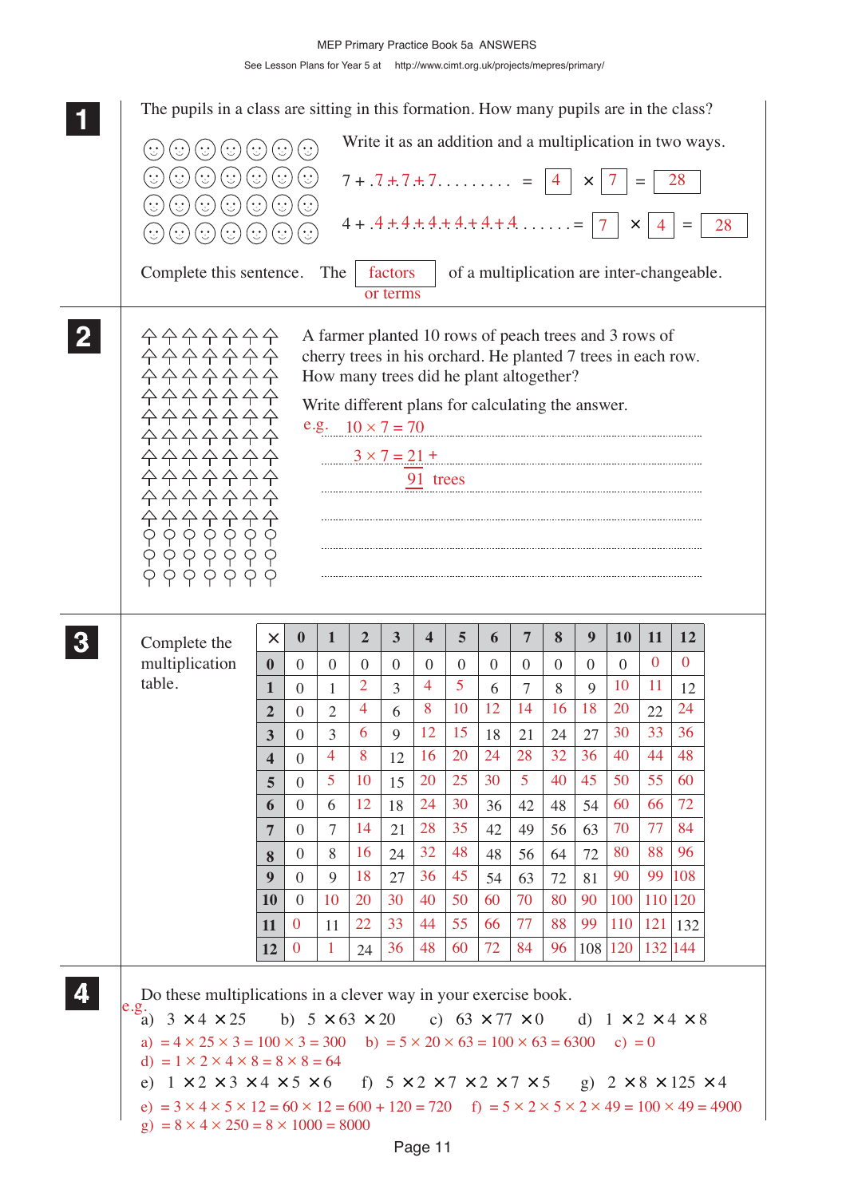MEP Primary Practice Book 5a ANSWERS

See Lesson Plans for Year 5 at http://www.cimt.org.uk/projects/mepres/primary/

**1** The pupils in a class are sitting in this formation. How many pupils are in the class?

Write it as an addition and a multiplication in two ways.

7 + 7 + 7 + 7 . . . . . . . . . = 4 × 7 = 28

4 + 4 + 4 + 4 + 4 + 4 + 4 . . . . . . = 7 × 4 = 28

Complete this sentence. The factors or terms of a multiplication are inter-changeable.

**2** A farmer planted 10 rows of peach trees and 3 rows of cherry trees in his orchard. He planted 7 trees in each row. How many trees did he plant altogether?

Write different plans for calculating the answer.

e.g. 10 × 7 = 70

3 × 7 = 21 +

91 trees

**3** Complete the multiplication table.

| × | 0 | 1 | 2 | 3 | 4 | 5 | 6 | 7 | 8 | 9 | 10 | 11 | 12 |
|---|---|---|---|---|---|---|---|---|---|---|---|---|---|
| **0** | 0 | 0 | 0 | 0 | 0 | 0 | 0 | 0 | 0 | 0 | 0 | 0 | 0 |
| **1** | 0 | 1 | 2 | 3 | 4 | 5 | 6 | 7 | 8 | 9 | 10 | 11 | 12 |
| **2** | 0 | 2 | 4 | 6 | 8 | 10 | 12 | 14 | 16 | 18 | 20 | 22 | 24 |
| **3** | 0 | 3 | 6 | 9 | 12 | 15 | 18 | 21 | 24 | 27 | 30 | 33 | 36 |
| **4** | 0 | 4 | 8 | 12 | 16 | 20 | 24 | 28 | 32 | 36 | 40 | 44 | 48 |
| **5** | 0 | 5 | 10 | 15 | 20 | 25 | 30 | 5 | 40 | 45 | 50 | 55 | 60 |
| **6** | 0 | 6 | 12 | 18 | 24 | 30 | 36 | 42 | 48 | 54 | 60 | 66 | 72 |
| **7** | 0 | 7 | 14 | 21 | 28 | 35 | 42 | 49 | 56 | 63 | 70 | 77 | 84 |
| **8** | 0 | 8 | 16 | 24 | 32 | 48 | 48 | 56 | 64 | 72 | 80 | 88 | 96 |
| **9** | 0 | 9 | 18 | 27 | 36 | 45 | 54 | 63 | 72 | 81 | 90 | 99 | 108 |
| **10** | 0 | 10 | 20 | 30 | 40 | 50 | 60 | 70 | 80 | 90 | 100 | 110 | 120 |
| **11** | 0 | 11 | 22 | 33 | 44 | 55 | 66 | 77 | 88 | 99 | 110 | 121 | 132 |
| **12** | 0 | 1 | 24 | 36 | 48 | 60 | 72 | 84 | 96 | 108 | 120 | 132 | 144 |

**4** Do these multiplications in a clever way in your exercise book.

e.g.

a) 3 × 4 × 25 b) 5 × 63 × 20 c) 63 × 77 × 0 d) 1 × 2 × 4 × 8

a) = 4 × 25 × 3 = 100 × 3 = 300 b) = 5 × 20 × 63 = 100 × 63 = 6300 c) = 0

d) = 1 × 2 × 4 × 8 = 8 × 8 = 64

e) 1 × 2 × 3 × 4 × 5 × 6 f) 5 × 2 × 7 × 2 × 7 × 5 g) 2 × 8 × 125 × 4

e) = 3 × 4 × 5 × 12 = 60 × 12 = 600 + 120 = 720 f) = 5 × 2 × 5 × 2 × 49 = 100 × 49 = 4900

g) = 8 × 4 × 250 = 8 × 1000 = 8000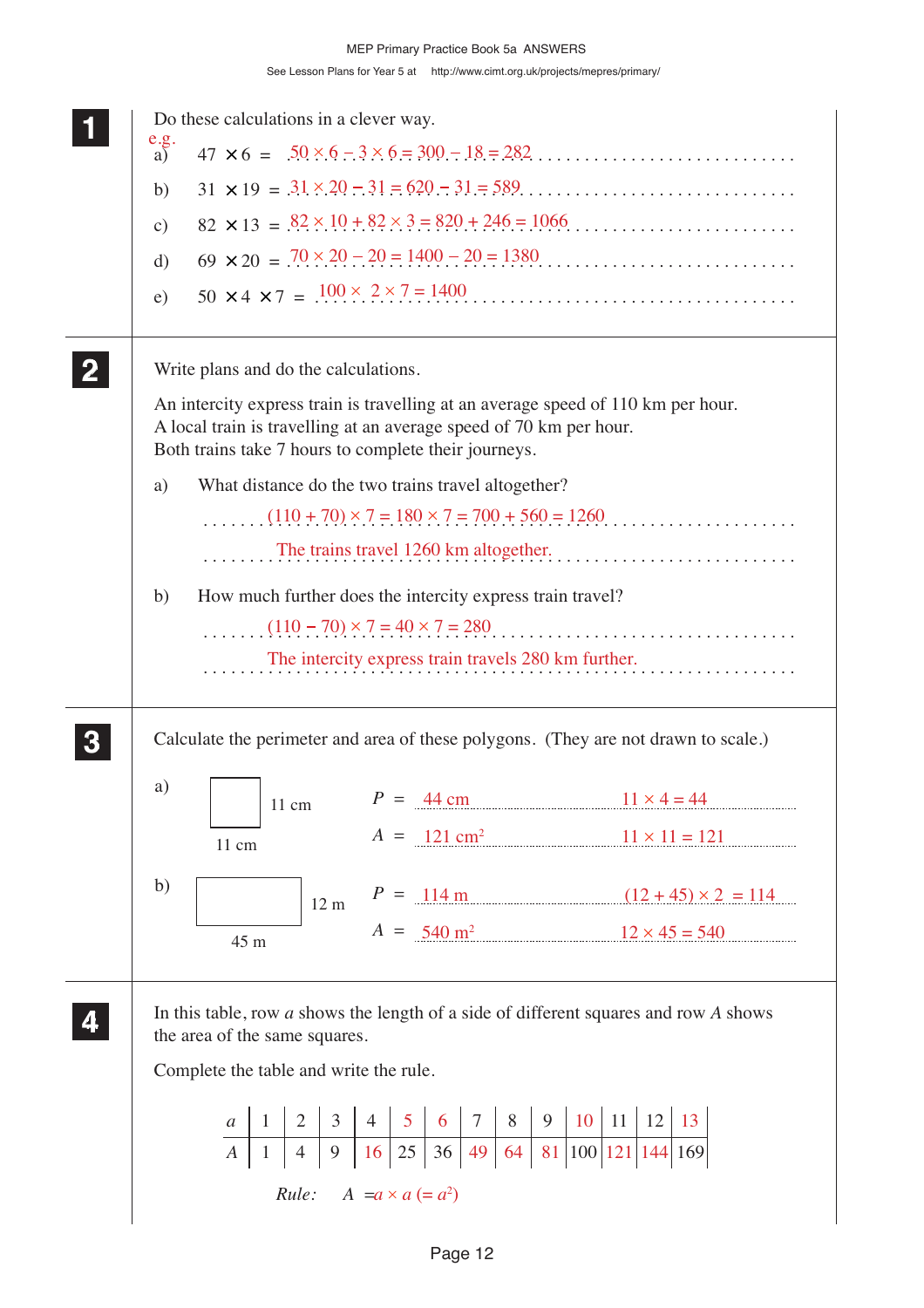**1**

Do these calculations in a clever way.

e.g.

a) $47 \times 6 = 50 \times 6 - 3 \times 6 = 300 - 18 = 282$

b) $31 \times 19 = 31 \times 20 - 31 = 620 - 31 = 589$

c) $82 \times 13 = 82 \times 10 + 82 \times 3 = 820 + 246 = 1066$

d) $69 \times 20 = 70 \times 20 - 20 = 1400 - 20 = 1380$

e) $50 \times 4 \times 7 = 100 \times 2 \times 7 = 1400$

**2**

Write plans and do the calculations.

An intercity express train is travelling at an average speed of 110 km per hour.
A local train is travelling at an average speed of 70 km per hour.
Both trains take 7 hours to complete their journeys.

a) What distance do the two trains travel altogether?

$(110 + 70) \times 7 = 180 \times 7 = 700 + 560 = 1260$

The trains travel 1260 km altogether.

b) How much further does the intercity express train travel?

$(110 - 70) \times 7 = 40 \times 7 = 280$

The intercity express train travels 280 km further.

**3**

Calculate the perimeter and area of these polygons. (They are not drawn to scale.)

a) Square: 11 cm by 11 cm

$P$ = 44 cm   $11 \times 4 = 44$

$A$ = 121 cm²   $11 \times 11 = 121$

b) Rectangle: 45 m by 12 m

$P$ = 114 m   $(12 + 45) \times 2 = 114$

$A$ = 540 m²   $12 \times 45 = 540$

**4**

In this table, row $a$ shows the length of a side of different squares and row $A$ shows the area of the same squares.

Complete the table and write the rule.

| $a$ | 1 | 2 | 3 | 4 | 5 | 6 | 7 | 8 | 9 | 10 | 11 | 12 | 13 |
|---|---|---|---|---|---|---|---|---|---|---|---|---|---|
| $A$ | 1 | 4 | 9 | 16 | 25 | 36 | 49 | 64 | 81 | 100 | 121 | 144 | 169 |

*Rule:* $A = a \times a \; (= a^2)$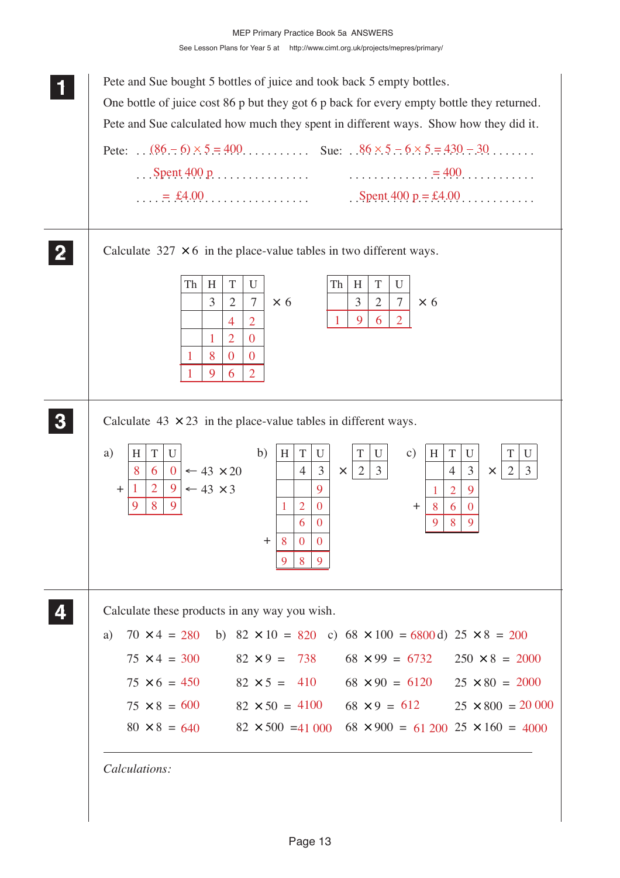**1**

Pete and Sue bought 5 bottles of juice and took back 5 empty bottles.

One bottle of juice cost 86 p but they got 6 p back for every empty bottle they returned.

Pete and Sue calculated how much they spent in different ways. Show how they did it.

Pete: $(86 - 6) \times 5 = 400$

Spent 400 p

$= £4.00$

Sue: $86 \times 5 - 6 \times 5 = 430 - 30$

$= 400$

Spent 400 p = £4.00

---

**2**

Calculate $327 \times 6$ in the place-value tables in two different ways.

| Th | H | T | U | |
|---|---|---|---|---|
| | 3 | 2 | 7 | × 6 |
| | | 4 | 2 | |
| | 1 | 2 | 0 | |
| 1 | 8 | 0 | 0 | |
| 1 | 9 | 6 | 2 | |

| Th | H | T | U | |
|---|---|---|---|---|
| | 3 | 2 | 7 | × 6 |
| 1 | 9 | 6 | 2 | |

---

**3**

Calculate $43 \times 23$ in the place-value tables in different ways.

a)

| | H | T | U | |
|---|---|---|---|---|
| | 8 | 6 | 0 | ← 43 × 20 |
| + | 1 | 2 | 9 | ← 43 × 3 |
| | 9 | 8 | 9 | |

b)

| | H | T | U |
|---|---|---|---|
| | | 4 | 3 |
| | | | 9 |
| | 1 | 2 | 0 |
| | | 6 | 0 |
| + | 8 | 0 | 0 |
| | 9 | 8 | 9 |

× 

| T | U |
|---|---|
| 2 | 3 |

c)

| | H | T | U |
|---|---|---|---|
| | | 4 | 3 |
| | 1 | 2 | 9 |
| + | 8 | 6 | 0 |
| | 9 | 8 | 9 |

× 

| T | U |
|---|---|
| 2 | 3 |

---

**4**

Calculate these products in any way you wish.

a)
- $70 \times 4 = 280$
- $75 \times 4 = 300$
- $75 \times 6 = 450$
- $75 \times 8 = 600$
- $80 \times 8 = 640$

b)
- $82 \times 10 = 820$
- $82 \times 9 = 738$
- $82 \times 5 = 410$
- $82 \times 50 = 4100$
- $82 \times 500 = 41\,000$

c)
- $68 \times 100 = 6800$
- $68 \times 99 = 6732$
- $68 \times 90 = 6120$
- $68 \times 9 = 612$
- $68 \times 900 = 61\,200$

d)
- $25 \times 8 = 200$
- $250 \times 8 = 2000$
- $25 \times 80 = 2000$
- $25 \times 800 = 20\,000$
- $25 \times 160 = 4000$

*Calculations:*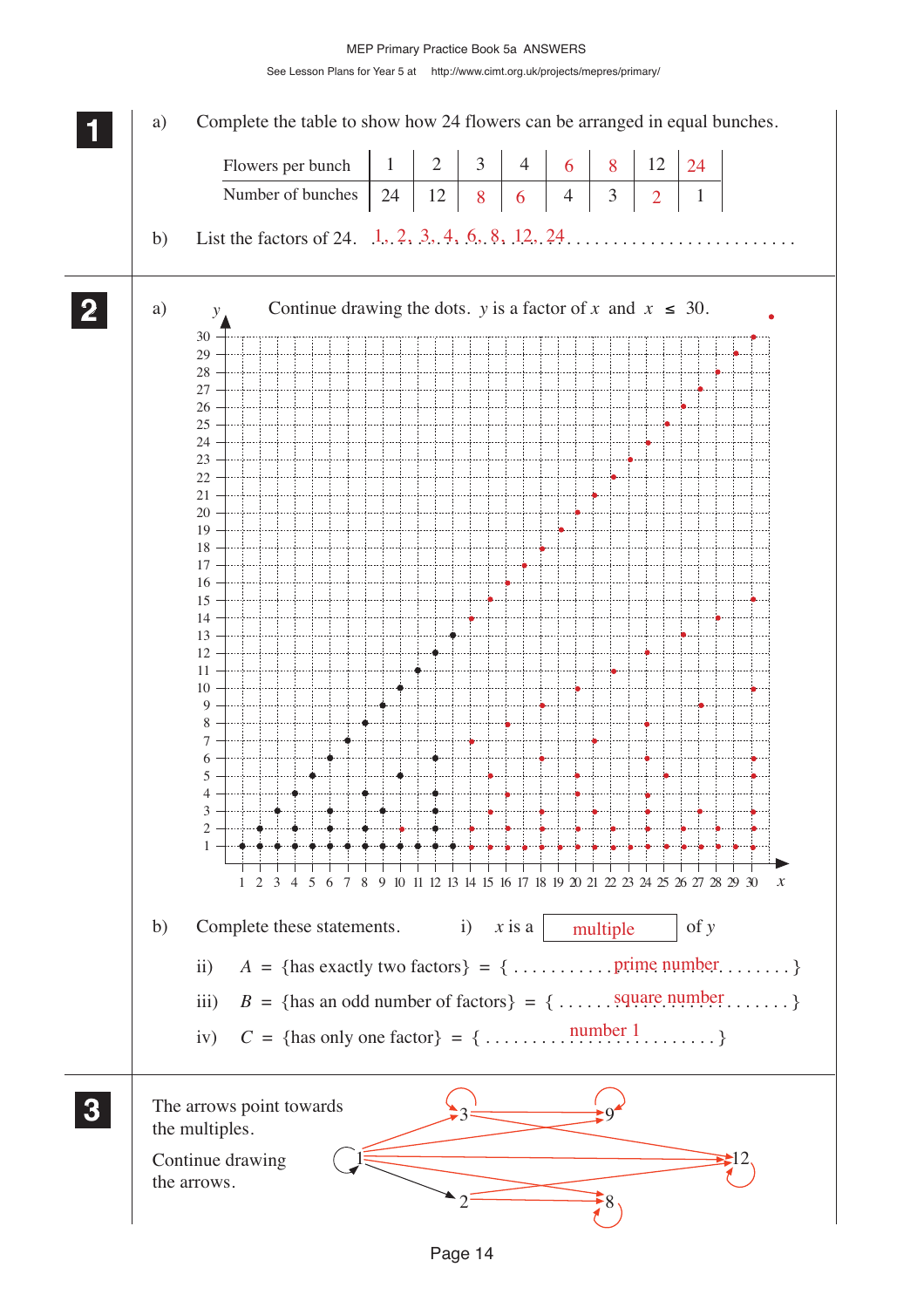**1**

a) Complete the table to show how 24 flowers can be arranged in equal bunches.

| Flowers per bunch | 1 | 2 | 3 | 4 | 6 | 8 | 12 | 24 |
|---|---|---|---|---|---|---|---|---|
| Number of bunches | 24 | 12 | 8 | 6 | 4 | 3 | 2 | 1 |

b) List the factors of 24. 1, 2, 3, 4, 6, 8, 12, 24

**2**

a) Continue drawing the dots. $y$ is a factor of $x$ and $x \leq 30$.

b) Complete these statements.

i) $x$ is a multiple of $y$

ii) $A$ = {has exactly two factors} = { prime number }

iii) $B$ = {has an odd number of factors} = { square number }

iv) $C$ = {has only one factor} = { number 1 }

**3**

The arrows point towards the multiples.

Continue drawing the arrows.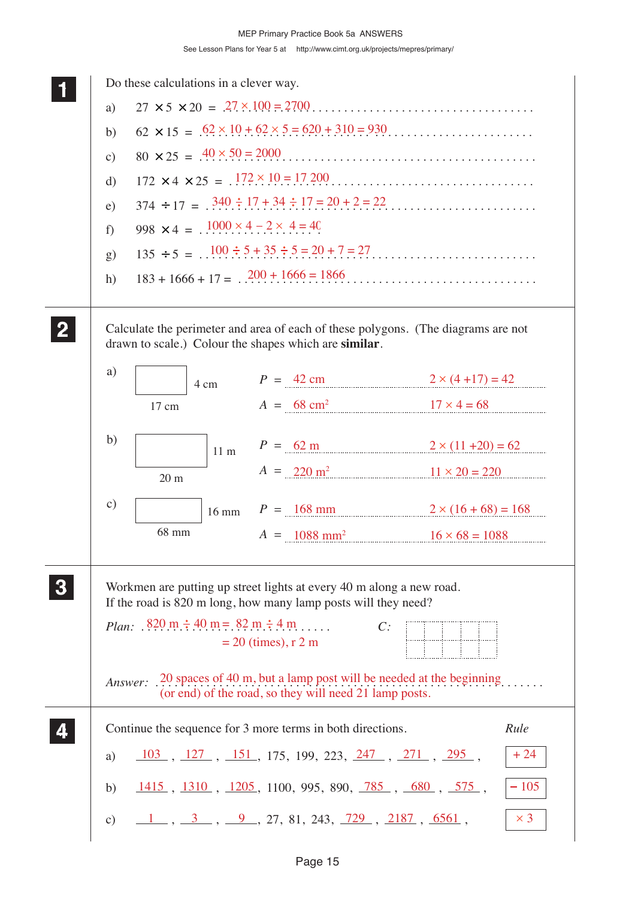MEP Primary Practice Book 5a ANSWERS

See Lesson Plans for Year 5 at http://www.cimt.org.uk/projects/mepres/primary/

## 1

Do these calculations in a clever way.

a) $27 \times 5 \times 20 = 27 \times 100 = 2700$

b) $62 \times 15 = 62 \times 10 + 62 \times 5 = 620 + 310 = 930$

c) $80 \times 25 = 40 \times 50 = 2000$

d) $172 \times 4 \times 25 = 172 \times 10 = 17\,200$

e) $374 \div 17 = 340 \div 17 + 34 \div 17 = 20 + 2 = 22$

f) $998 \times 4 = 1000 \times 4 - 2 \times 4 = 40$

g) $135 \div 5 = 100 \div 5 + 35 \div 5 = 20 + 7 = 27$

h) $183 + 1666 + 17 = 200 + 1666 = 1866$

## 2

Calculate the perimeter and area of each of these polygons. (The diagrams are not drawn to scale.) Colour the shapes which are **similar**.

a) Rectangle 17 cm by 4 cm

$P$ = 42 cm  $2 \times (4 + 17) = 42$

$A$ = 68 cm²  $17 \times 4 = 68$

b) Rectangle 20 m by 11 m

$P$ = 62 m  $2 \times (11 + 20) = 62$

$A$ = 220 m²  $11 \times 20 = 220$

c) Rectangle 68 mm by 16 mm

$P$ = 168 mm  $2 \times (16 + 68) = 168$

$A$ = 1088 mm²  $16 \times 68 = 1088$

## 3

Workmen are putting up street lights at every 40 m along a new road.
If the road is 820 m long, how many lamp posts will they need?

*Plan:* $820 \text{ m} \div 40 \text{ m} = 82 \text{ m} \div 4 \text{ m}$
$= 20$ (times), r 2 m

*C:*

*Answer:* 20 spaces of 40 m, but a lamp post will be needed at the beginning (or end) of the road, so they will need 21 lamp posts.

## 4

Continue the sequence for 3 more terms in both directions.

| | Sequence | *Rule* |
|---|---|---|
| a) | 103, 127, 151, 175, 199, 223, 247, 271, 295, | + 24 |
| b) | 1415, 1310, 1205, 1100, 995, 890, 785, 680, 575, | − 105 |
| c) | 1, 3, 9, 27, 81, 243, 729, 2187, 6561, | × 3 |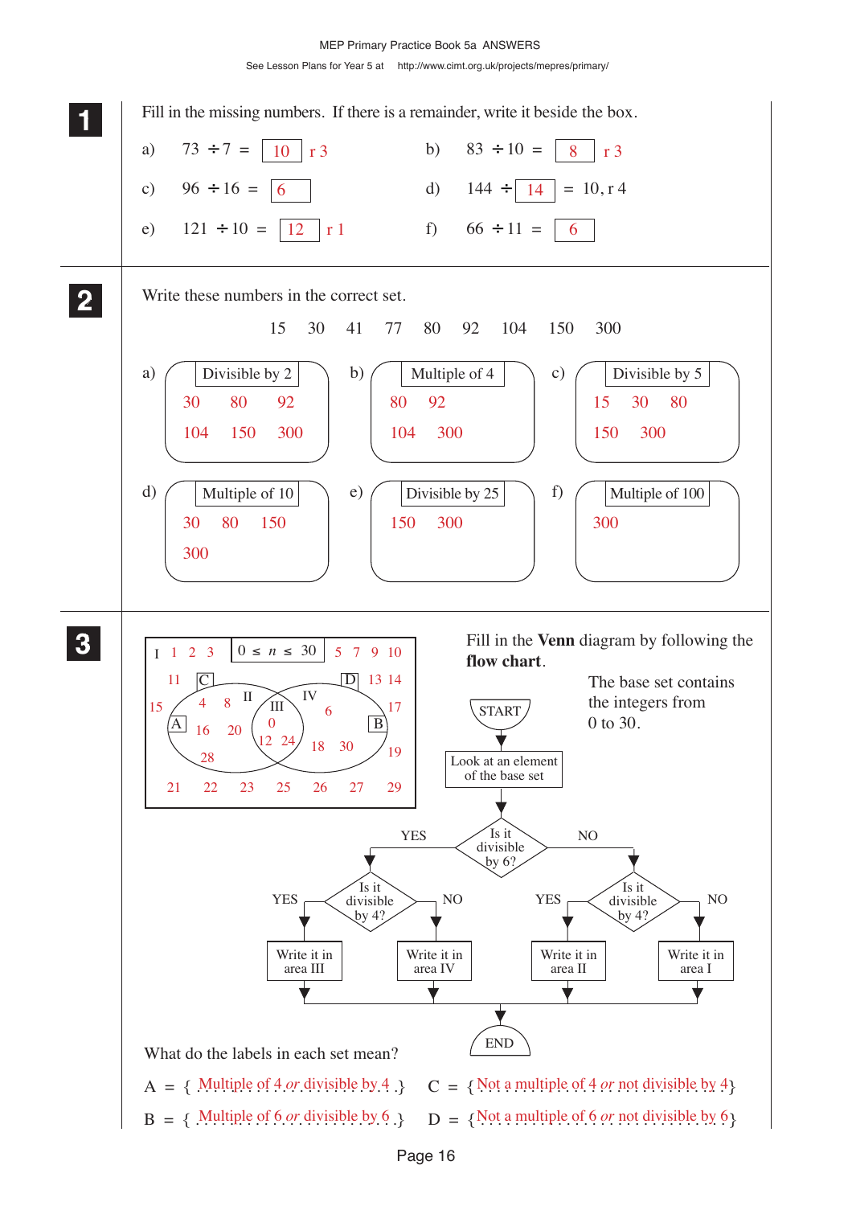**1** Fill in the missing numbers. If there is a remainder, write it beside the box.

a) $73 \div 7 =$ [10] r 3

b) $83 \div 10 =$ [8] r 3

c) $96 \div 16 =$ [6]

d) $144 \div$ [14] $= 10$, r 4

e) $121 \div 10 =$ [12] r 1

f) $66 \div 11 =$ [6]

**2** Write these numbers in the correct set.

15 30 41 77 80 92 104 150 300

a) Divisible by 2: 30, 80, 92, 104, 150, 300

b) Multiple of 4: 80, 92, 104, 300

c) Divisible by 5: 15, 30, 80, 150, 300

d) Multiple of 10: 30, 80, 150, 300

e) Divisible by 25: 150, 300

f) Multiple of 100: 300

**3** Fill in the **Venn** diagram by following the **flow chart**.

The base set contains the integers from 0 to 30.

Base set: $0 \le n \le 30$

- Area I: 1, 2, 3, 5, 7, 9, 10, 11, 13, 14, 15, 17, 19, 21, 22, 23, 25, 26, 27, 29
- Area II: 4, 8, 16, 20, 28
- Area III: 0, 12, 24
- Area IV: 6, 18, 30

Flow chart:

START → Look at an element of the base set → Is it divisible by 6?

- YES → Is it divisible by 4? YES → Write it in area III; NO → Write it in area IV
- NO → Is it divisible by 4? YES → Write it in area II; NO → Write it in area I

→ END

What do the labels in each set mean?

A = { Multiple of 4 *or* divisible by 4 }

B = { Multiple of 6 *or* divisible by 6 }

C = { Not a multiple of 4 *or* not divisible by 4 }

D = { Not a multiple of 6 *or* not divisible by 6 }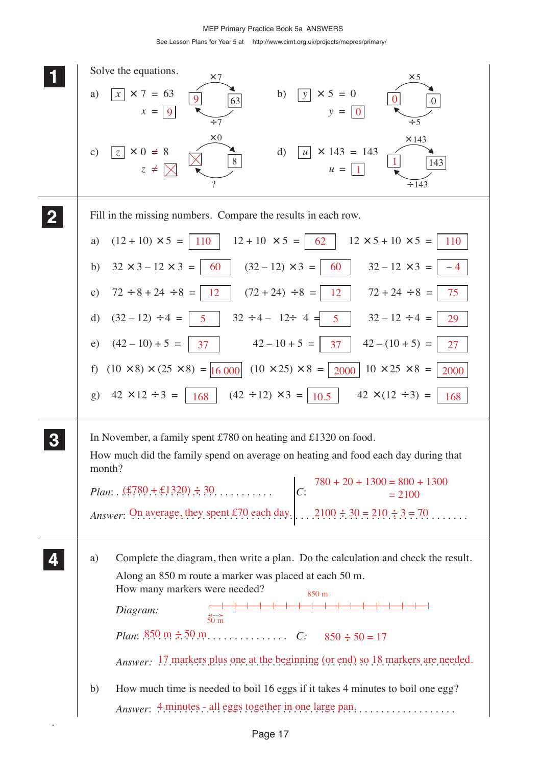MEP Primary Practice Book 5a ANSWERS

See Lesson Plans for Year 5 at http://www.cimt.org.uk/projects/mepres/primary/

## 1

Solve the equations.

a) $\boxed{x} \times 7 = 63$, $x = \boxed{9}$ (×7: 9 → 63; ÷7: 63 → 9)

b) $\boxed{y} \times 5 = 0$, $y = \boxed{0}$ (×5: 0 → 0; ÷5: 0 → 0)

c) $\boxed{z} \times 0 \neq 8$, $z \neq \boxed{\times}$ (×0: ☒ → 8; ?)

d) $\boxed{u} \times 143 = 143$, $u = \boxed{1}$ (×143: 1 → 143; ÷143: 143 → 1)

## 2

Fill in the missing numbers. Compare the results in each row.

a) $(12 + 10) \times 5 = \boxed{110}$ $12 + 10 \times 5 = \boxed{62}$ $12 \times 5 + 10 \times 5 = \boxed{110}$

b) $32 \times 3 - 12 \times 3 = \boxed{60}$ $(32 - 12) \times 3 = \boxed{60}$ $32 - 12 \times 3 = \boxed{-4}$

c) $72 \div 8 + 24 \div 8 = \boxed{12}$ $(72 + 24) \div 8 = \boxed{12}$ $72 + 24 \div 8 = \boxed{75}$

d) $(32 - 12) \div 4 = \boxed{5}$ $32 \div 4 - 12 \div 4 = \boxed{5}$ $32 - 12 \div 4 = \boxed{29}$

e) $(42 - 10) + 5 = \boxed{37}$ $42 - 10 + 5 = \boxed{37}$ $42 - (10 + 5) = \boxed{27}$

f) $(10 \times 8) \times (25 \times 8) = \boxed{16\,000}$ $(10 \times 25) \times 8 = \boxed{2000}$ $10 \times 25 \times 8 = \boxed{2000}$

g) $42 \times 12 \div 3 = \boxed{168}$ $(42 \div 12) \times 3 = \boxed{10.5}$ $42 \times (12 \div 3) = \boxed{168}$

## 3

In November, a family spent £780 on heating and £1320 on food.

How much did the family spend on average on heating and food each day during that month?

*Plan*: (£780 + £1320) ÷ 30

*C*: $780 + 20 + 1300 = 800 + 1300 = 2100$

$2100 \div 30 = 210 \div 3 = 70$

*Answer*: On average, they spent £70 each day.

## 4

a) Complete the diagram, then write a plan. Do the calculation and check the result.

Along an 850 m route a marker was placed at each 50 m.
How many markers were needed?

*Diagram:* 850 m line with markers every 50 m

*Plan*: 850 m ÷ 50 m

*C*: $850 \div 50 = 17$

*Answer*: 17 markers plus one at the beginning (or end) so 18 markers are needed.

b) How much time is needed to boil 16 eggs if it takes 4 minutes to boil one egg?

*Answer*: 4 minutes - all eggs together in one large pan.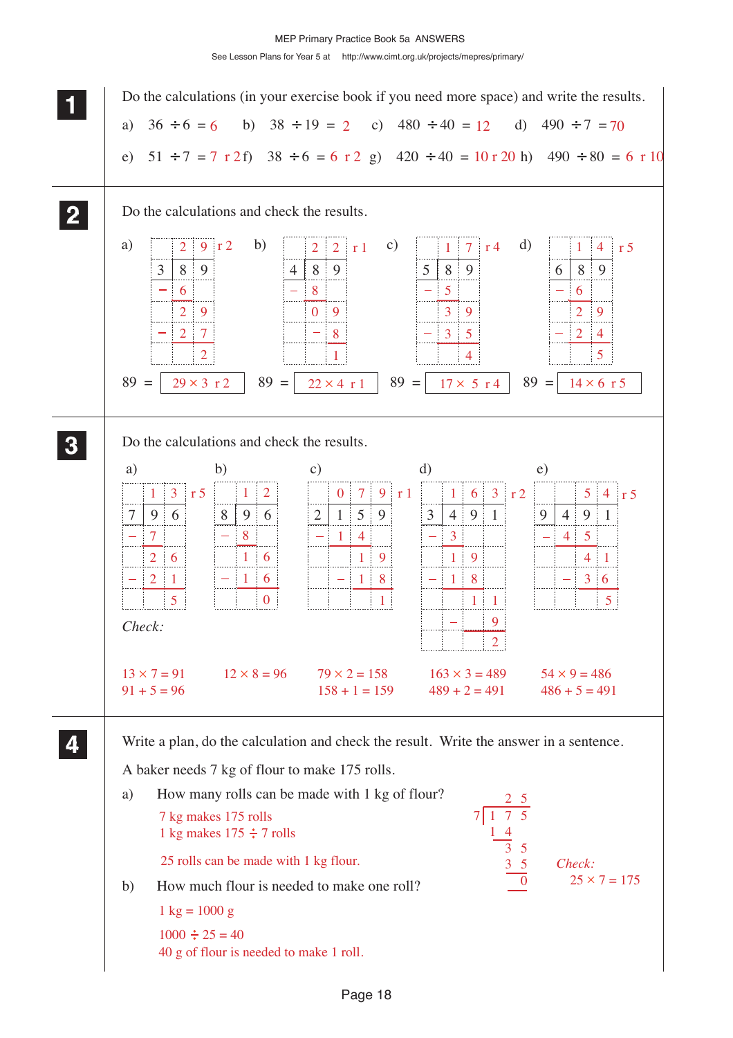## 1

Do the calculations (in your exercise book if you need more space) and write the results.

a) $36 \div 6 = 6$  b) $38 \div 19 = 2$  c) $480 \div 40 = 12$  d) $490 \div 7 = 70$

e) $51 \div 7 = 7$ r 2  f) $38 \div 6 = 6$ r 2  g) $420 \div 40 = 10$ r 20  h) $490 \div 80 = 6$ r 10

## 2

Do the calculations and check the results.

a)
```
   2 9  r 2
3 |8 9
 - 6
   2 9
 - 2 7
     2
```
$89 = 29 \times 3$ r 2

b)
```
   2 2  r 1
4 |8 9
 - 8
   0 9
   - 8
     1
```
$89 = 22 \times 4$ r 1

c)
```
   1 7  r 4
5 |8 9
 - 5
   3 9
 - 3 5
     4
```
$89 = 17 \times 5$ r 4

d)
```
   1 4  r 5
6 |8 9
 - 6
   2 9
 - 2 4
     5
```
$89 = 14 \times 6$ r 5

## 3

Do the calculations and check the results.

a)
```
   1 3  r 5
7 |9 6
 - 7
   2 6
 - 2 1
     5
```

b)
```
   1 2
8 |9 6
 - 8
   1 6
 - 1 6
     0
```

c)
```
   0 7 9  r 1
2 |1 5 9
 - 1 4
     1 9
   - 1 8
       1
```

d)
```
   1 6 3  r 2
3 |4 9 1
 - 3
   1 9
 - 1 8
     1 1
     - 9
       2
```

e)
```
     5 4  r 5
9 |4 9 1
 - 4 5
     4 1
   - 3 6
       5
```

*Check:*

a) $13 \times 7 = 91$, $91 + 5 = 96$

b) $12 \times 8 = 96$

c) $79 \times 2 = 158$, $158 + 1 = 159$

d) $163 \times 3 = 489$, $489 + 2 = 491$

e) $54 \times 9 = 486$, $486 + 5 = 491$

## 4

Write a plan, do the calculation and check the result. Write the answer in a sentence.

A baker needs 7 kg of flour to make 175 rolls.

a) How many rolls can be made with 1 kg of flour?

7 kg makes 175 rolls
1 kg makes $175 \div 7$ rolls

```
    2 5
7 |1 7 5
   1 4
     3 5
     3 5
       0
```

25 rolls can be made with 1 kg flour.

*Check:* $25 \times 7 = 175$

b) How much flour is needed to make one roll?

1 kg = 1000 g

$1000 \div 25 = 40$

40 g of flour is needed to make 1 roll.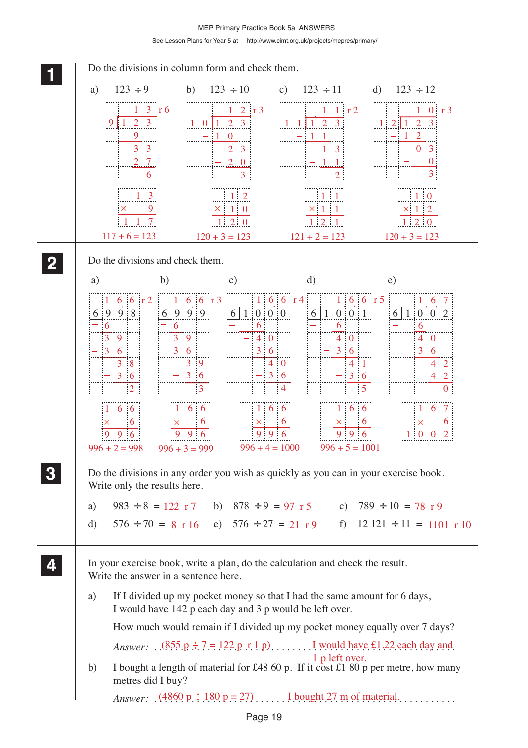**1** Do the divisions in column form and check them.

a) $123 \div 9$

```
      1 3  r 6
  9 ) 1 2 3
    −   9
        3 3
      − 2 7
          6
```

```
    1 3
  ×   9
  1 1 7
```

$117 + 6 = 123$

b) $123 \div 10$

```
        1 2  r 3
  1 0 ) 1 2 3
      − 1 0
          2 3
        − 2 0
            3
```

```
    1 2
  × 1 0
  1 2 0
```

$120 + 3 = 123$

c) $123 \div 11$

```
        1 1  r 2
  1 1 ) 1 2 3
      − 1 1
          1 3
        − 1 1
            2
```

```
    1 1
  × 1 1
  1 2 1
```

$121 + 2 = 123$

d) $123 \div 12$

```
        1 0  r 3
  1 2 ) 1 2 3
      − 1 2
          0 3
        −   0
            3
```

```
    1 0
  × 1 2
  1 2 0
```

$120 + 3 = 123$

**2** Do the divisions and check them.

a)

```
      1 6 6  r 2
  6 ) 9 9 8
    − 6
      3 9
    − 3 6
        3 8
      − 3 6
          2
```

```
    1 6 6
  ×     6
    9 9 6
```

$996 + 2 = 998$

b)

```
      1 6 6  r 3
  6 ) 9 9 9
    − 6
      3 9
    − 3 6
        3 9
      − 3 6
          3
```

```
    1 6 6
  ×     6
    9 9 6
```

$996 + 3 = 999$

c)

```
        1 6 6  r 4
  6 ) 1 0 0 0
    −   6
        4 0
      − 3 6
          4 0
        − 3 6
            4
```

```
    1 6 6
  ×     6
    9 9 6
```

$996 + 4 = 1000$

d)

```
        1 6 6  r 5
  6 ) 1 0 0 1
    −   6
        4 0
      − 3 6
          4 1
        − 3 6
            5
```

```
    1 6 6
  ×     6
    9 9 6
```

$996 + 5 = 1001$

e)

```
        1 6 7
  6 ) 1 0 0 2
    −   6
        4 0
      − 3 6
          4 2
        − 4 2
            0
```

```
      1 6 7
  ×       6
    1 0 0 2
```

**3** Do the divisions in any order you wish as quickly as you can in your exercise book. Write only the results here.

a) $983 \div 8 =$ 122 r 7  b) $878 \div 9 =$ 97 r 5  c) $789 \div 10 =$ 78 r 9

d) $576 \div 70 =$ 8 r 16  e) $576 \div 27 =$ 21 r 9  f) $12\,121 \div 11 =$ 1101 r 10

**4** In your exercise book, write a plan, do the calculation and check the result. Write the answer in a sentence here.

a) If I divided up my pocket money so that I had the same amount for 6 days, I would have 142 p each day and 3 p would be left over.

How much would remain if I divided up my pocket money equally over 7 days?

*Answer:* (855 p ÷ 7 = 122 p r 1 p) I would have £1.22 each day and 1 p left over.

b) I bought a length of material for £48 60 p. If it cost £1 80 p per metre, how many metres did I buy?

*Answer:* (4860 p ÷ 180 p = 27) I bought 27 m of material.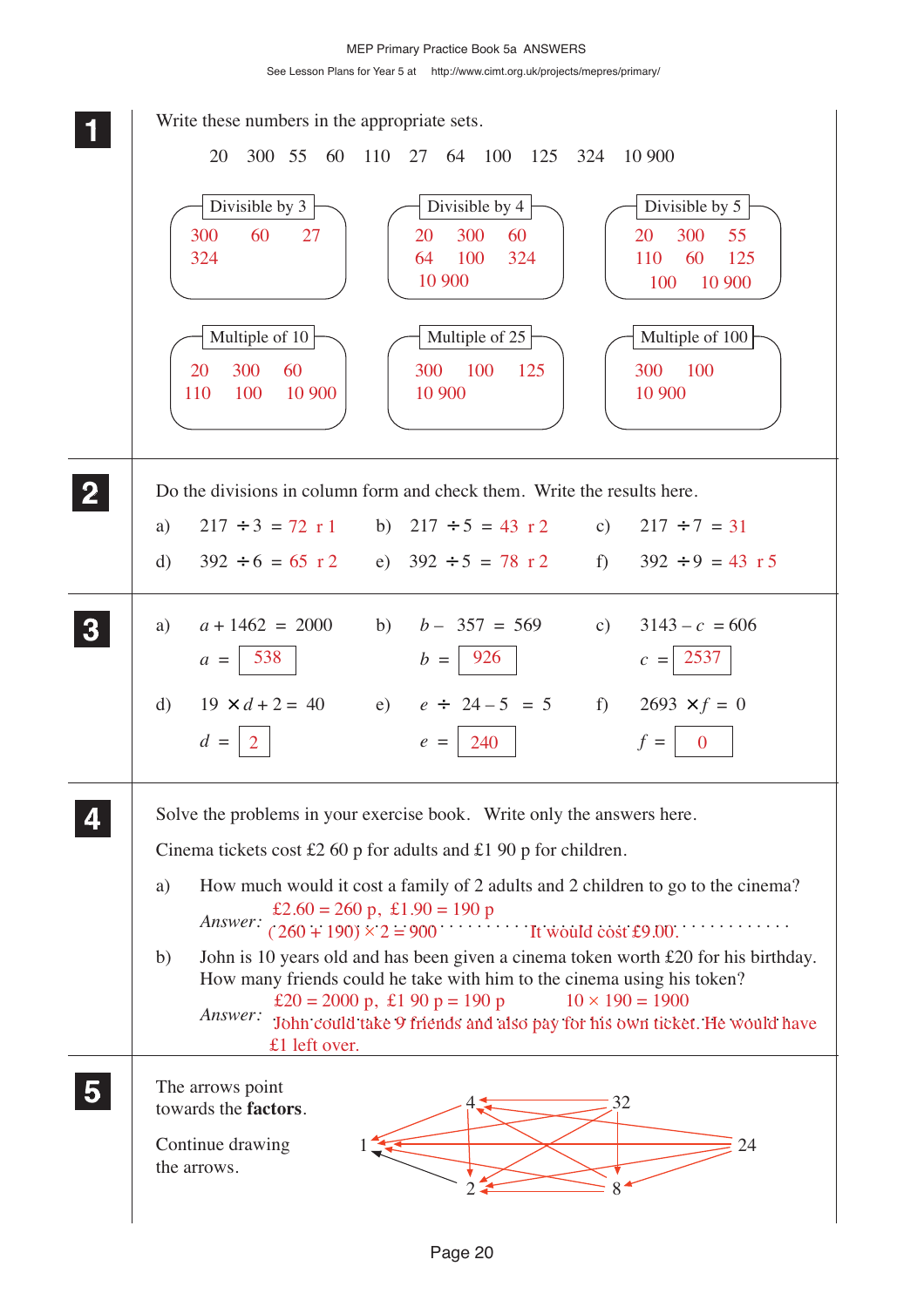**1** Write these numbers in the appropriate sets.

20 300 55 60 110 27 64 100 125 324 10 900

| Divisible by 3 | Divisible by 4 | Divisible by 5 |
|---|---|---|
| 300 60 27 324 | 20 300 60 64 100 324 10 900 | 20 300 55 110 60 125 100 10 900 |

| Multiple of 10 | Multiple of 25 | Multiple of 100 |
|---|---|---|
| 20 300 60 110 100 10 900 | 300 100 125 10 900 | 300 100 10 900 |

**2** Do the divisions in column form and check them. Write the results here.

a) $217 \div 3 = 72 \text{ r } 1$  b) $217 \div 5 = 43 \text{ r } 2$  c) $217 \div 7 = 31$

d) $392 \div 6 = 65 \text{ r } 2$  e) $392 \div 5 = 78 \text{ r } 2$  f) $392 \div 9 = 43 \text{ r } 5$

**3**

a) $a + 1462 = 2000$  $a = 538$

b) $b - 357 = 569$  $b = 926$

c) $3143 - c = 606$  $c = 2537$

d) $19 \times d + 2 = 40$  $d = 2$

e) $e \div 24 - 5 = 5$  $e = 240$

f) $2693 \times f = 0$  $f = 0$

**4** Solve the problems in your exercise book. Write only the answers here.

Cinema tickets cost £2 60 p for adults and £1 90 p for children.

a) How much would it cost a family of 2 adults and 2 children to go to the cinema?

*Answer:* £2.60 = 260 p, £1.90 = 190 p
(260 + 190) × 2 = 900  It would cost £9.00.

b) John is 10 years old and has been given a cinema token worth £20 for his birthday. How many friends could he take with him to the cinema using his token?

*Answer:* £20 = 2000 p, £1 90 p = 190 p  10 × 190 = 1900
John could take 9 friends and also pay for his own ticket. He would have £1 left over.

**5** The arrows point towards the **factors**.

Continue drawing the arrows.

(Diagram with numbers 1, 2, 4, 8, 24, 32 connected by arrows pointing towards factors.)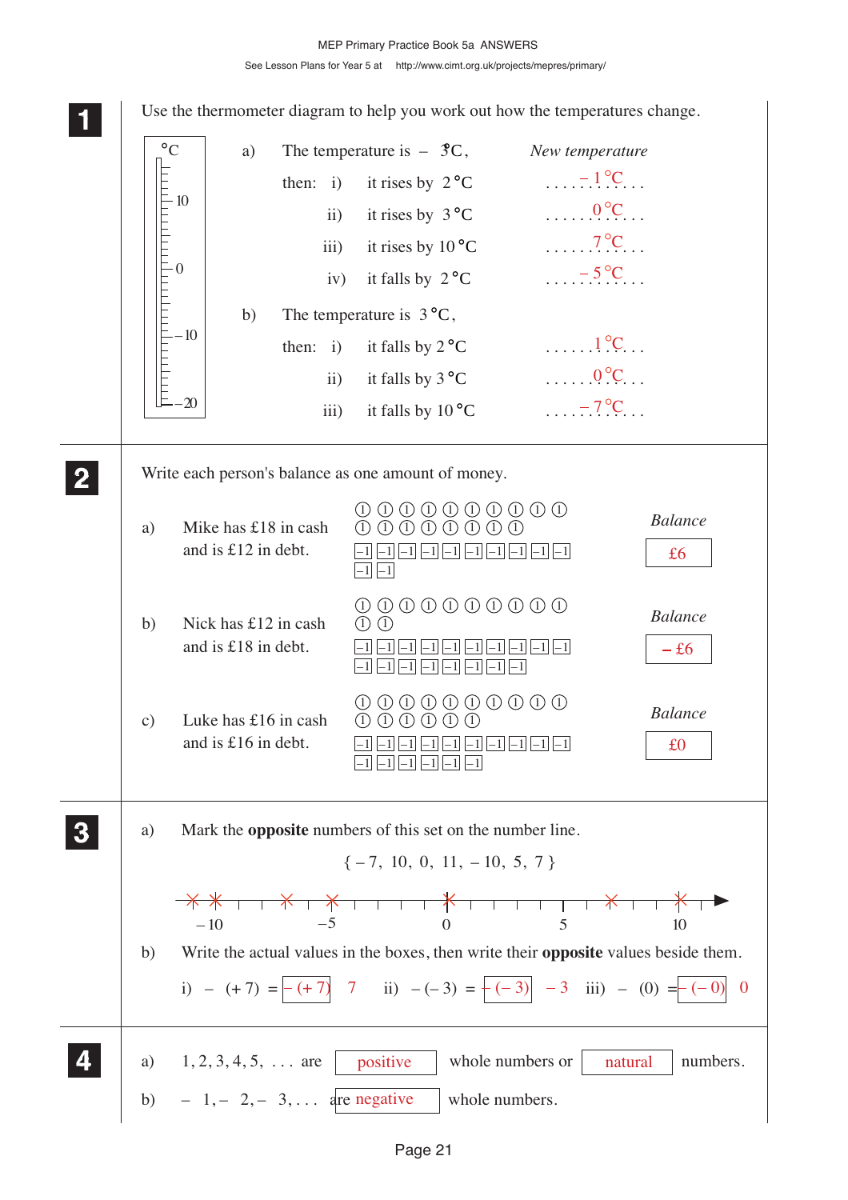## 1

Use the thermometer diagram to help you work out how the temperatures change.

a) The temperature is $-3$ °C,

| | | New temperature |
|---|---|---|
| then: i) | it rises by 2 °C | $-1$ °C |
| ii) | it rises by 3 °C | 0 °C |
| iii) | it rises by 10 °C | 7 °C |
| iv) | it falls by 2 °C | $-5$ °C |

b) The temperature is 3 °C,

| | | |
|---|---|---|
| then: i) | it falls by 2 °C | 1 °C |
| ii) | it falls by 3 °C | 0 °C |
| iii) | it falls by 10 °C | $-7$ °C |

## 2

Write each person's balance as one amount of money.

| | | Balance |
|---|---|---|
| a) | Mike has £18 in cash and is £12 in debt. | £6 |
| b) | Nick has £12 in cash and is £18 in debt. | $-$ £6 |
| c) | Luke has £16 in cash and is £16 in debt. | £0 |

## 3

a) Mark the **opposite** numbers of this set on the number line.

$\{-7,\ 10,\ 0,\ 11,\ -10,\ 5,\ 7\}$

(Marked: $-11$, $-10$, $-7$, $-5$, $0$, $7$, $10$)

b) Write the actual values in the boxes, then write their **opposite** values beside them.

i) $-(+7) =$ $-(+7)$ $\;\;7$  ii) $-(-3) =$ $-(-3)$ $\;\;-3$  iii) $-(0) =$ $-(-0)$ $\;\;0$

## 4

a) 1, 2, 3, 4, 5, . . . are **positive** whole numbers or **natural** numbers.

b) $-1, -2, -3, \ldots$ are **negative** whole numbers.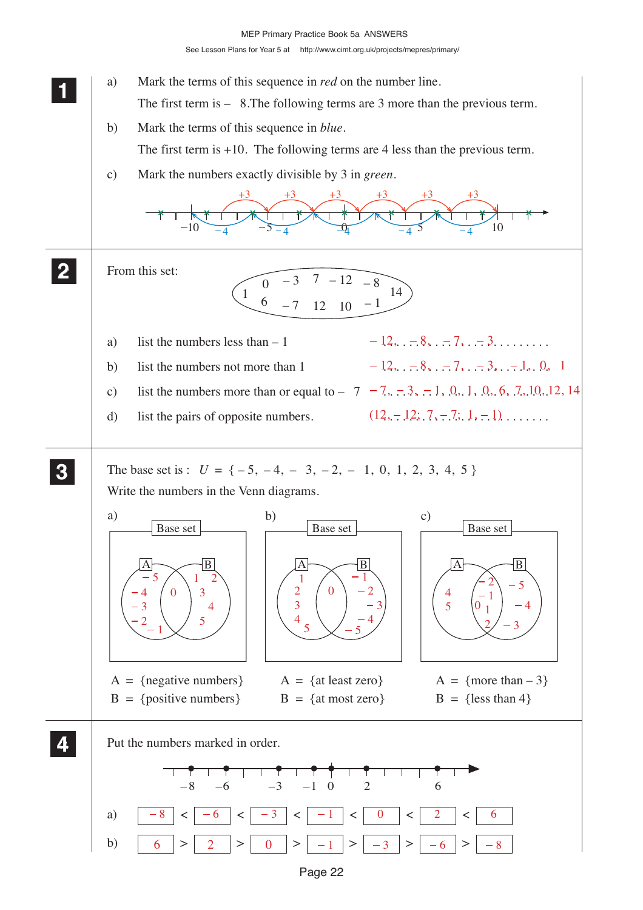MEP Primary Practice Book 5a ANSWERS

See Lesson Plans for Year 5 at http://www.cimt.org.uk/projects/mepres/primary/

## 1

a) Mark the terms of this sequence in *red* on the number line.

The first term is – 8. The following terms are 3 more than the previous term.

b) Mark the terms of this sequence in *blue*.

The first term is +10. The following terms are 4 less than the previous term.

c) Mark the numbers exactly divisible by 3 in *green*.

(Number line from –10 to 10 with +3 jumps in red and –4 jumps in blue.)

## 2

From this set: { 0, – 3, 7, – 12, – 8, 1, 14, 6, – 7, 12, 10, – 1 }

a) list the numbers less than – 1 — – 12, – 8, – 7, – 3

b) list the numbers not more than 1 — – 12, – 8, – 7, – 3, – 1, 0, 1

c) list the numbers more than or equal to – 7 — – 7, – 3, – 1, 0, 1, 0, 6, 7, 10, 12, 14

d) list the pairs of opposite numbers. — (12, – 12; 7, – 7; 1, – 1)

## 3

The base set is : $U$ = { – 5, – 4, – 3, – 2, – 1, 0, 1, 2, 3, 4, 5 }

Write the numbers in the Venn diagrams.

a) A only: – 5, – 4, – 3, – 2, – 1; A and B: 0; B only: 1, 2, 3, 4, 5

A = {negative numbers}
B = {positive numbers}

b) A only: 1, 2, 3, 4, 5; A and B: 0; B only: – 1, – 2, – 3, – 4, – 5

A = {at least zero}
B = {at most zero}

c) A only: 4, 5; A and B: – 2, – 1, 0, 1, 2; B only: – 5, – 4, – 3

A = {more than – 3}
B = {less than 4}

## 4

Put the numbers marked in order.

(Number line with marked points – 8, – 6, – 3, – 1, 0, 2, 6)

a) – 8 < – 6 < – 3 < – 1 < 0 < 2 < 6

b) 6 > 2 > 0 > – 1 > – 3 > – 6 > – 8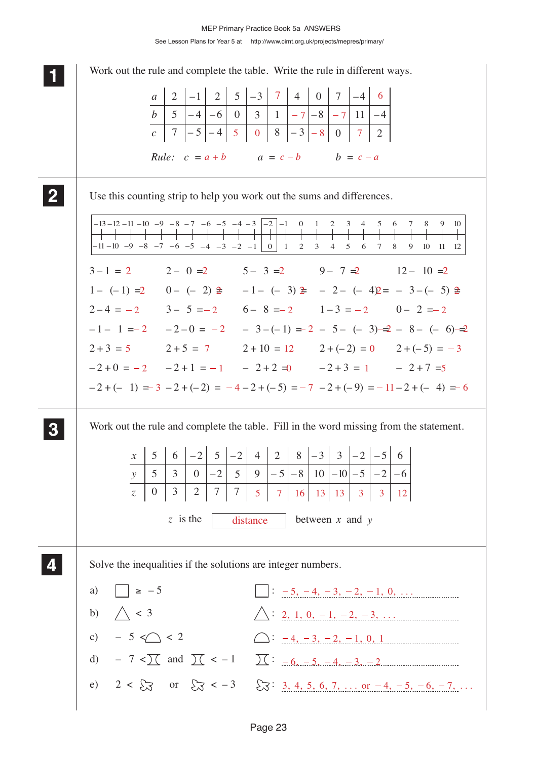MEP Primary Practice Book 5a ANSWERS

See Lesson Plans for Year 5 at http://www.cimt.org.uk/projects/mepres/primary/

**1** Work out the rule and complete the table. Write the rule in different ways.

| $a$ | 2 | $-1$ | 2 | 5 | $-3$ | 7 | 4 | 0 | 7 | $-4$ | 6 |
|---|---|---|---|---|---|---|---|---|---|---|---|
| $b$ | 5 | $-4$ | $-6$ | 0 | 3 | 1 | $-7$ | $-8$ | $-7$ | 11 | $-4$ |
| $c$ | 7 | $-5$ | $-4$ | 5 | 0 | 8 | $-3$ | $-8$ | 0 | 7 | 2 |

*Rule:* $c = a + b$ $\quad a = c - b$ $\quad b = c - a$

**2** Use this counting strip to help you work out the sums and differences.

| $-13$ | $-12$ | $-11$ | $-10$ | $-9$ | $-8$ | $-7$ | $-6$ | $-5$ | $-4$ | $-3$ | $-2$ | $-1$ | 0 | 1 | 2 | 3 | 4 | 5 | 6 | 7 | 8 | 9 | 10 |
|---|---|---|---|---|---|---|---|---|---|---|---|---|---|---|---|---|---|---|---|---|---|---|---|
| $-11$ | $-10$ | $-9$ | $-8$ | $-7$ | $-6$ | $-5$ | $-4$ | $-3$ | $-2$ | $-1$ | 0 | 1 | 2 | 3 | 4 | 5 | 6 | 7 | 8 | 9 | 10 | 11 | 12 |

$3 - 1 = 2$ $\quad 2 - 0 = 2$ $\quad 5 - 3 = 2$ $\quad 9 - 7 = 2$ $\quad 12 - 10 = 2$

$1 - (-1) = 2$ $\quad 0 - (-2) = 2$ $\quad -1 - (-3) = 2$ $\quad -2 - (-4) = 2$ $\quad -3 - (-5) = 2$

$2 - 4 = -2$ $\quad 3 - 5 = -2$ $\quad 6 - 8 = -2$ $\quad 1 - 3 = -2$ $\quad 0 - 2 = -2$

$-1 - 1 = -2$ $\quad -2 - 0 = -2$ $\quad -3 - (-1) = -2$ $\quad -5 - (-3) = -2$ $\quad -8 - (-6) = -2$

$2 + 3 = 5$ $\quad 2 + 5 = 7$ $\quad 2 + 10 = 12$ $\quad 2 + (-2) = 0$ $\quad 2 + (-5) = -3$

$-2 + 0 = -2$ $\quad -2 + 1 = -1$ $\quad -2 + 2 = 0$ $\quad -2 + 3 = 1$ $\quad -2 + 7 = 5$

$-2 + (-1) = -3$ $\quad -2 + (-2) = -4$ $\quad -2 + (-5) = -7$ $\quad -2 + (-9) = -11$ $\quad -2 + (-4) = -6$

**3** Work out the rule and complete the table. Fill in the word missing from the statement.

| $x$ | 5 | 6 | $-2$ | 5 | $-2$ | 4 | 2 | 8 | $-3$ | 3 | $-2$ | $-5$ | 6 |
|---|---|---|---|---|---|---|---|---|---|---|---|---|---|
| $y$ | 5 | 3 | 0 | $-2$ | 5 | 9 | $-5$ | $-8$ | 10 | $-10$ | $-5$ | $-2$ | $-6$ |
| $z$ | 0 | 3 | 2 | 7 | 7 | 5 | 7 | 16 | 13 | 13 | 3 | 3 | 12 |

$z$ is the **distance** between $x$ and $y$

**4** Solve the inequalities if the solutions are integer numbers.

a) □ $\geq -5$ □: $-5, -4, -3, -2, -1, 0, \ldots$

b) △ $< 3$ △: $2, 1, 0, -1, -2, -3, \ldots$

c) $-5 <$ ◯ $< 2$ ◯: $-4, -3, -2, -1, 0, 1$

d) $-7 <$ ⌶ and ⌶ $< -1$ ⌶: $-6, -5, -4, -3, -2$

e) $2 <$ ✿ or ✿ $< -3$ ✿: $3, 4, 5, 6, 7, \ldots$ or $-4, -5, -6, -7, \ldots$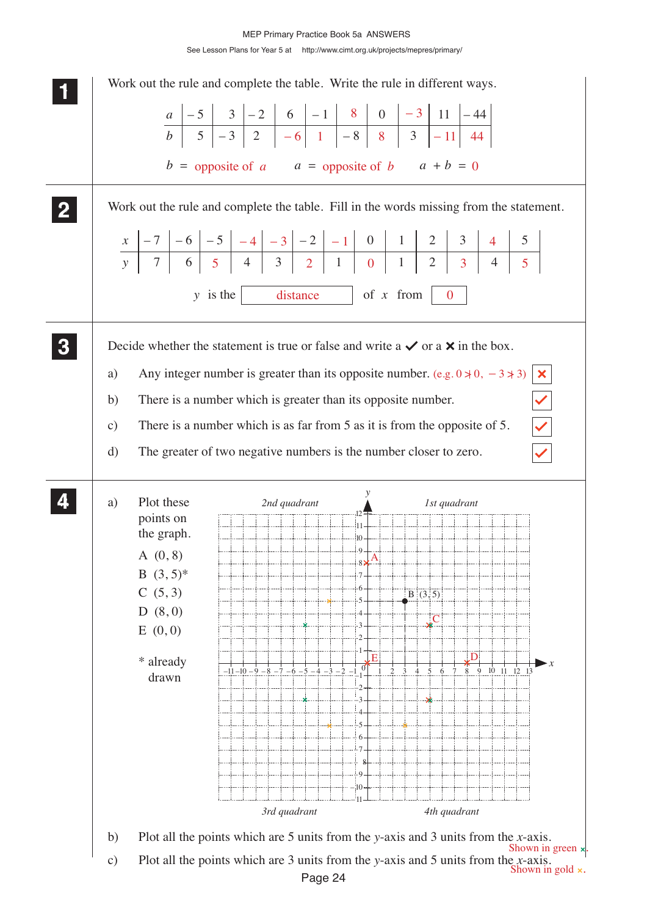MEP Primary Practice Book 5a ANSWERS

See Lesson Plans for Year 5 at http://www.cimt.org.uk/projects/mepres/primary/

**1** Work out the rule and complete the table. Write the rule in different ways.

| $a$ | −5 | 3 | −2 | 6 | −1 | 8 | 0 | −3 | 11 | −44 |
|---|---|---|---|---|---|---|---|---|---|---|
| $b$ | 5 | −3 | 2 | −6 | 1 | −8 | 8 | 3 | −11 | 44 |

$b$ = opposite of $a$  $a$ = opposite of $b$  $a + b = 0$

**2** Work out the rule and complete the table. Fill in the words missing from the statement.

| $x$ | −7 | −6 | −5 | −4 | −3 | −2 | −1 | 0 | 1 | 2 | 3 | 4 | 5 |
|---|---|---|---|---|---|---|---|---|---|---|---|---|---|
| $y$ | 7 | 6 | 5 | 4 | 3 | 2 | 1 | 0 | 1 | 2 | 3 | 4 | 5 |

$y$ is the distance of $x$ from 0

**3** Decide whether the statement is true or false and write a ✓ or a ✗ in the box.

a) Any integer number is greater than its opposite number. (e.g. $0 \ngtr 0$, $-3 \ngtr 3$) ✗

b) There is a number which is greater than its opposite number. ✓

c) There is a number which is as far from 5 as it is from the opposite of 5. ✓

d) The greater of two negative numbers is the number closer to zero. ✓

**4** a) Plot these points on the graph.

A (0, 8)
B (3, 5)*
C (5, 3)
D (8, 0)
E (0, 0)

\* already drawn

2nd quadrant | 1st quadrant | 3rd quadrant | 4th quadrant

b) Plot all the points which are 5 units from the $y$-axis and 3 units from the $x$-axis.
Shown in green ×.

c) Plot all the points which are 3 units from the $y$-axis and 5 units from the $x$-axis.
Shown in gold ×.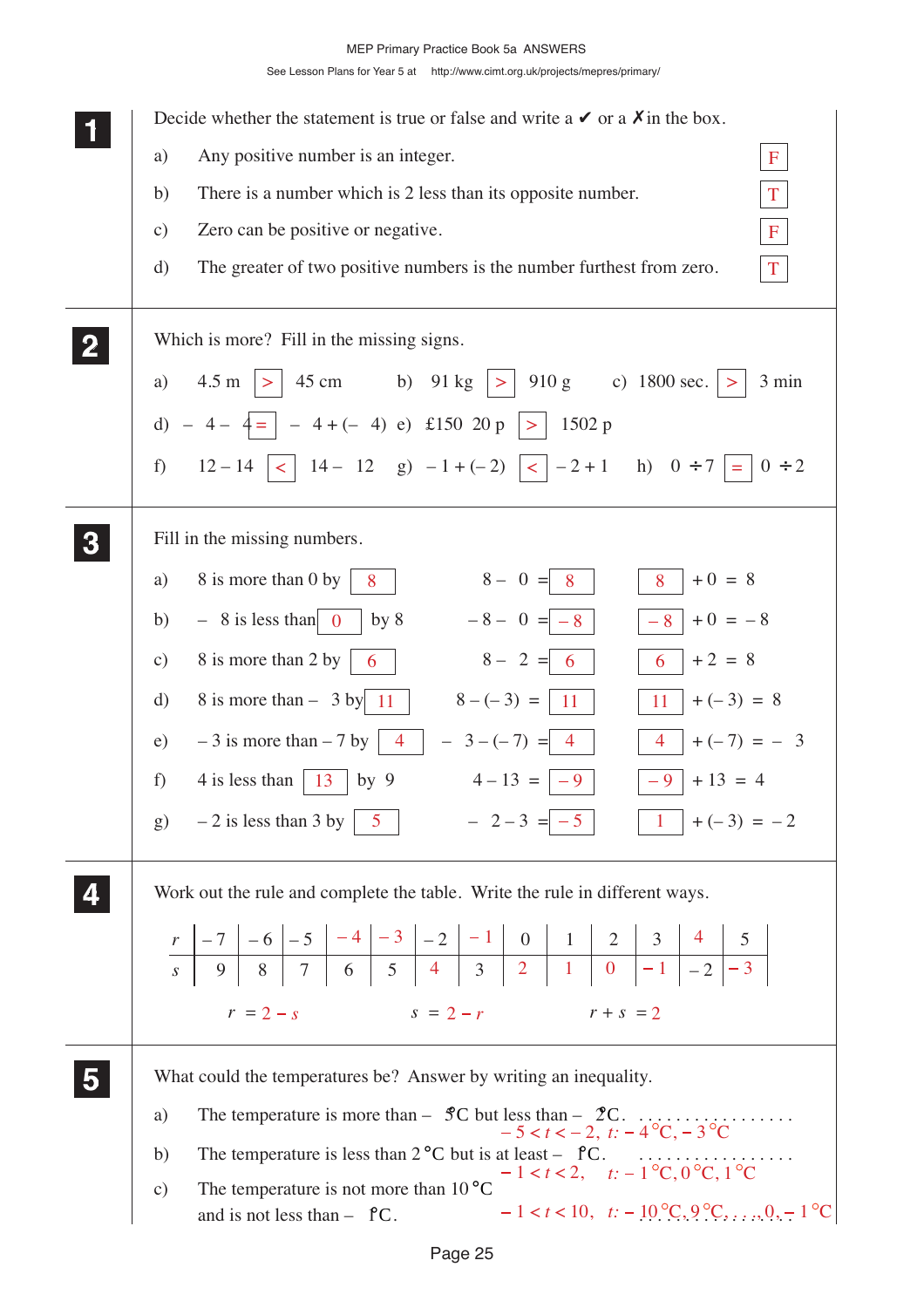MEP Primary Practice Book 5a ANSWERS

See Lesson Plans for Year 5 at http://www.cimt.org.uk/projects/mepres/primary/

**1** Decide whether the statement is true or false and write a ✔ or a ✗ in the box.

a) Any positive number is an integer. **F**

b) There is a number which is 2 less than its opposite number. **T**

c) Zero can be positive or negative. **F**

d) The greater of two positive numbers is the number furthest from zero. **T**

**2** Which is more? Fill in the missing signs.

a) 4.5 m **>** 45 cm  b) 91 kg **>** 910 g  c) 1800 sec. **>** 3 min

d) – 4 – 4 **=** – 4 + (– 4)  e) £150 20 p **>** 1502 p

f) 12 – 14 **<** 14 – 12  g) – 1 + (– 2) **<** – 2 + 1  h) 0 ÷ 7 **=** 0 ÷ 2

**3** Fill in the missing numbers.

a) 8 is more than 0 by **8**  8 – 0 = **8**  **8** + 0 = 8

b) – 8 is less than **0** by 8  – 8 – 0 = **– 8**  **– 8** + 0 = – 8

c) 8 is more than 2 by **6**  8 – 2 = **6**  **6** + 2 = 8

d) 8 is more than – 3 by **11**  8 – (– 3) = **11**  **11** + (– 3) = 8

e) – 3 is more than – 7 by **4**  – 3 – (– 7) = **4**  **4** + (– 7) = – 3

f) 4 is less than **13** by 9  4 – 13 = **– 9**  **– 9** + 13 = 4

g) – 2 is less than 3 by **5**  – 2 – 3 = **– 5**  **1** + (– 3) = – 2

**4** Work out the rule and complete the table. Write the rule in different ways.

| $r$ | – 7 | – 6 | – 5 | – 4 | – 3 | – 2 | – 1 | 0 | 1 | 2 | 3 | 4 | 5 |
|---|---|---|---|---|---|---|---|---|---|---|---|---|---|
| $s$ | 9 | 8 | 7 | 6 | 5 | 4 | 3 | 2 | 1 | 0 | – 1 | – 2 | – 3 |

$r = 2 - s$  $s = 2 - r$  $r + s = 2$

**5** What could the temperatures be? Answer by writing an inequality.

a) The temperature is more than – 5°C but less than – 2°C.
$-5 < t < -2$, $t$: – 4 °C, – 3 °C

b) The temperature is less than 2 °C but is at least – 1°C.
$-1 \le t < 2$, $t$: – 1 °C, 0 °C, 1 °C

c) The temperature is not more than 10 °C and is not less than – 1°C.
$-1 \le t \le 10$, $t$: 10 °C, 9 °C, . . . , 0, – 1 °C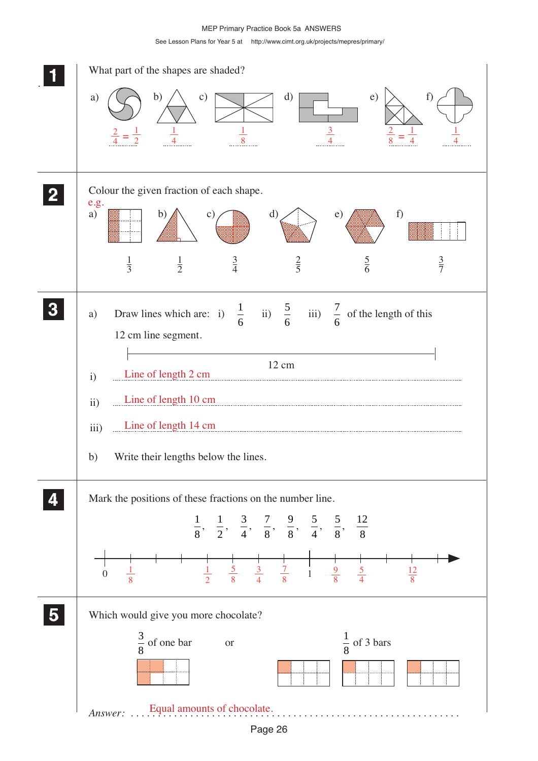## 1

What part of the shapes are shaded?

a) $\frac{2}{4} = \frac{1}{2}$ b) $\frac{1}{4}$ c) $\frac{1}{8}$ d) $\frac{3}{4}$ e) $\frac{2}{8} = \frac{1}{4}$ f) $\frac{1}{4}$

## 2

Colour the given fraction of each shape.

e.g.

a) $\frac{1}{3}$ b) $\frac{1}{2}$ c) $\frac{3}{4}$ d) $\frac{2}{5}$ e) $\frac{5}{6}$ f) $\frac{3}{7}$

## 3

a) Draw lines which are: i) $\frac{1}{6}$ ii) $\frac{5}{6}$ iii) $\frac{7}{6}$ of the length of this 12 cm line segment.

12 cm

i) Line of length 2 cm

ii) Line of length 10 cm

iii) Line of length 14 cm

b) Write their lengths below the lines.

## 4

Mark the positions of these fractions on the number line.

$\frac{1}{8}, \frac{1}{2}, \frac{3}{4}, \frac{7}{8}, \frac{9}{8}, \frac{5}{4}, \frac{5}{8}, \frac{12}{8}$

Number line: 0, $\frac{1}{8}$, $\frac{1}{2}$, $\frac{5}{8}$, $\frac{3}{4}$, $\frac{7}{8}$, 1, $\frac{9}{8}$, $\frac{5}{4}$, $\frac{12}{8}$

## 5

Which would give you more chocolate?

$\frac{3}{8}$ of one bar or $\frac{1}{8}$ of 3 bars

*Answer:* Equal amounts of chocolate.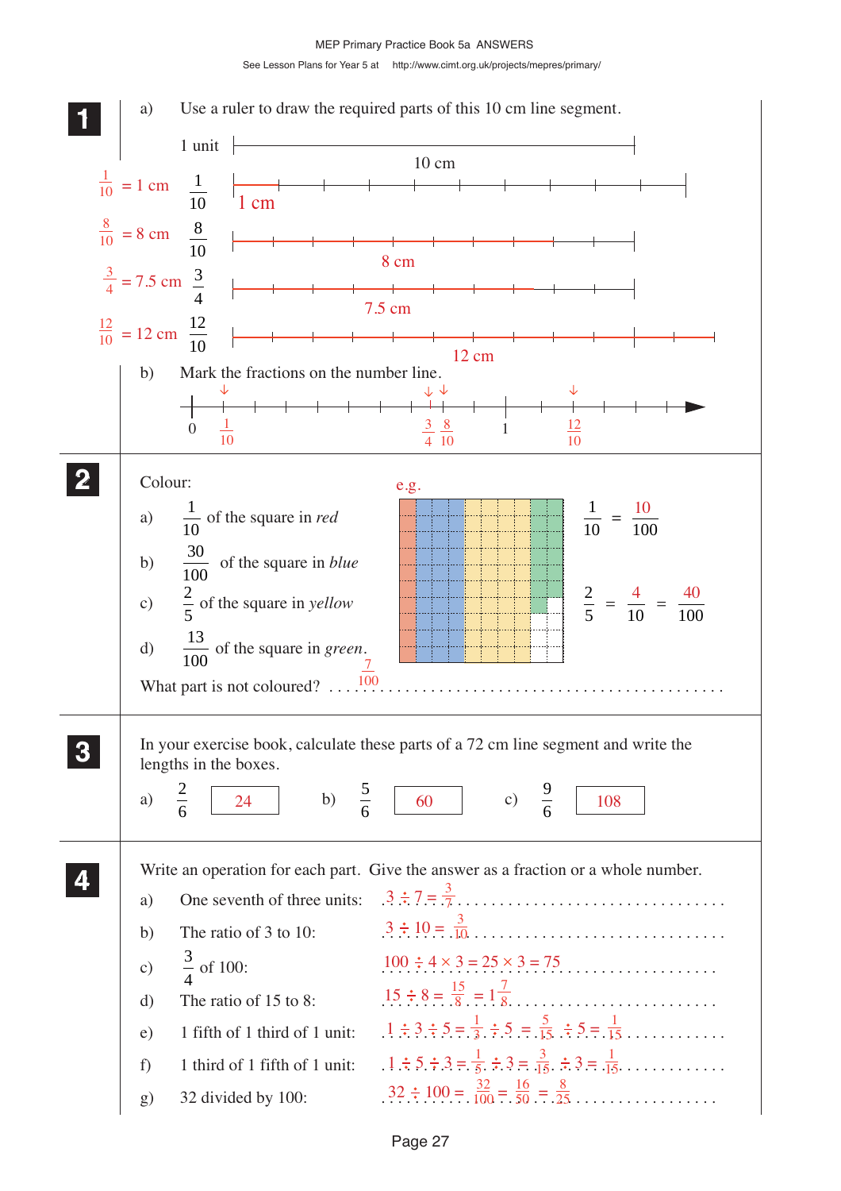MEP Primary Practice Book 5a ANSWERS

See Lesson Plans for Year 5 at http://www.cimt.org.uk/projects/mepres/primary/

**1**

a) Use a ruler to draw the required parts of this 10 cm line segment.

1 unit — 10 cm

$\frac{1}{10} = 1$ cm — $\frac{1}{10}$ — 1 cm

$\frac{8}{10} = 8$ cm — $\frac{8}{10}$ — 8 cm

$\frac{3}{4} = 7.5$ cm — $\frac{3}{4}$ — 7.5 cm

$\frac{12}{10} = 12$ cm — $\frac{12}{10}$ — 12 cm

b) Mark the fractions on the number line.

0, $\frac{1}{10}$, $\frac{3}{4}$, $\frac{8}{10}$, 1, $\frac{12}{10}$

**2**

Colour:

a) $\frac{1}{10}$ of the square in *red*

b) $\frac{30}{100}$ of the square in *blue*

c) $\frac{2}{5}$ of the square in *yellow*

d) $\frac{13}{100}$ of the square in *green*.

What part is not coloured? $\frac{7}{100}$

e.g.

$\frac{1}{10} = \frac{10}{100}$

$\frac{2}{5} = \frac{4}{10} = \frac{40}{100}$

**3**

In your exercise book, calculate these parts of a 72 cm line segment and write the lengths in the boxes.

a) $\frac{2}{6}$ [24] b) $\frac{5}{6}$ [60] c) $\frac{9}{6}$ [108]

**4**

Write an operation for each part. Give the answer as a fraction or a whole number.

a) One seventh of three units: $3 \div 7 = \frac{3}{7}$

b) The ratio of 3 to 10: $3 \div 10 = \frac{3}{10}$

c) $\frac{3}{4}$ of 100: $100 \div 4 \times 3 = 25 \times 3 = 75$

d) The ratio of 15 to 8: $15 \div 8 = \frac{15}{8} = 1\frac{7}{8}$

e) 1 fifth of 1 third of 1 unit: $1 \div 3 \div 5 = \frac{1}{3} \div 5 = \frac{5}{15} \div 5 = \frac{1}{15}$

f) 1 third of 1 fifth of 1 unit: $1 \div 5 \div 3 = \frac{1}{5} \div 3 = \frac{3}{15} \div 3 = \frac{1}{15}$

g) 32 divided by 100: $32 \div 100 = \frac{32}{100} = \frac{16}{50} = \frac{8}{25}$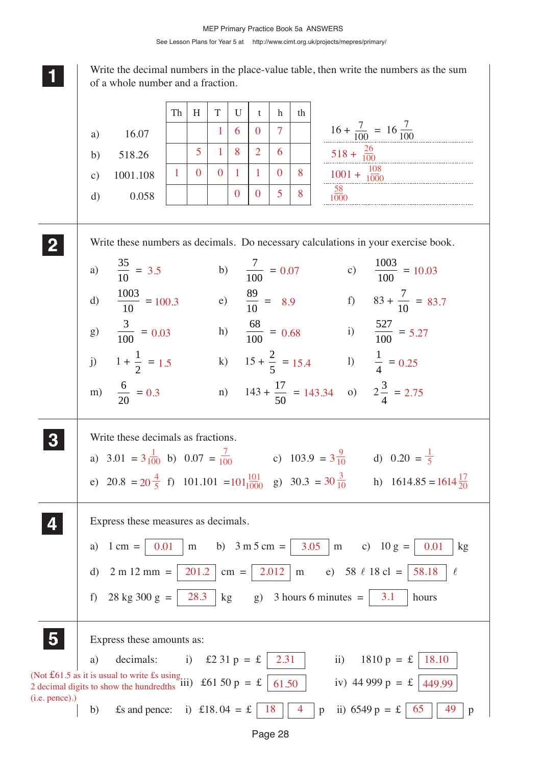**1** Write the decimal numbers in the place-value table, then write the numbers as the sum of a whole number and a fraction.

| | Th | H | T | U | t | h | th | |
|---|---|---|---|---|---|---|---|---|
| a) 16.07 | | | 1 | 6 | 0 | 7 | | $16 + \frac{7}{100} = 16\frac{7}{100}$ |
| b) 518.26 | | 5 | 1 | 8 | 2 | 6 | | $518 + \frac{26}{100}$ |
| c) 1001.108 | 1 | 0 | 0 | 1 | 1 | 0 | 8 | $1001 + \frac{108}{1000}$ |
| d) 0.058 | | | | 0 | 0 | 5 | 8 | $\frac{58}{1000}$ |

**2** Write these numbers as decimals. Do necessary calculations in your exercise book.

a) $\frac{35}{10} = 3.5$ b) $\frac{7}{100} = 0.07$ c) $\frac{1003}{100} = 10.03$

d) $\frac{1003}{10} = 100.3$ e) $\frac{89}{10} = 8.9$ f) $83 + \frac{7}{10} = 83.7$

g) $\frac{3}{100} = 0.03$ h) $\frac{68}{100} = 0.68$ i) $\frac{527}{100} = 5.27$

j) $1 + \frac{1}{2} = 1.5$ k) $15 + \frac{2}{5} = 15.4$ l) $\frac{1}{4} = 0.25$

m) $\frac{6}{20} = 0.3$ n) $143 + \frac{17}{50} = 143.34$ o) $2\frac{3}{4} = 2.75$

**3** Write these decimals as fractions.

a) $3.01 = 3\frac{1}{100}$ b) $0.07 = \frac{7}{100}$ c) $103.9 = 3\frac{9}{10}$ d) $0.20 = \frac{1}{5}$

e) $20.8 = 20\frac{4}{5}$ f) $101.101 = 101\frac{101}{1000}$ g) $30.3 = 30\frac{3}{10}$ h) $1614.85 = 1614\frac{17}{20}$

**4** Express these measures as decimals.

a) 1 cm = 0.01 m b) 3 m 5 cm = 3.05 m c) 10 g = 0.01 kg

d) 2 m 12 mm = 201.2 cm = 2.012 m e) 58 ℓ 18 cl = 58.18 ℓ

f) 28 kg 300 g = 28.3 kg g) 3 hours 6 minutes = 3.1 hours

**5** Express these amounts as:

a) decimals: i) £2 31 p = £ 2.31 ii) 1810 p = £ 18.10

iii) £61 50 p = £ 61.50 iv) 44 999 p = £ 449.99

(Not £61.5 as it is usual to write £s using 2 decimal digits to show the hundredths (i.e. pence).)

b) £s and pence: i) £18.04 = £ 18 4 p ii) 6549 p = £ 65 49 p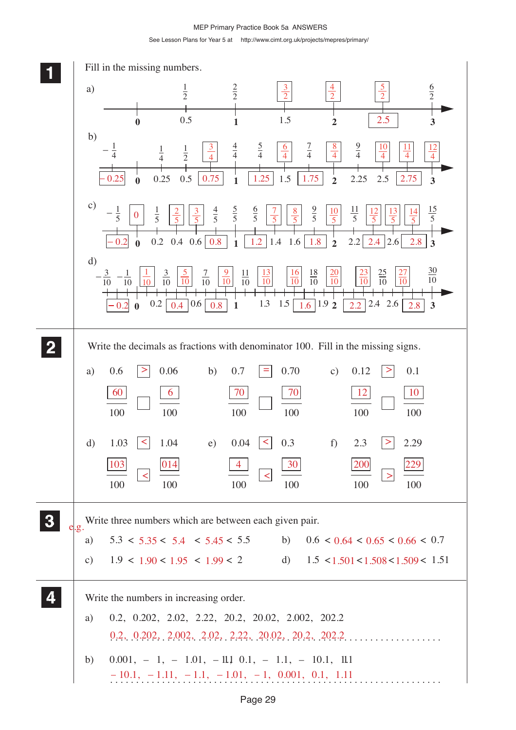MEP Primary Practice Book 5a ANSWERS

See Lesson Plans for Year 5 at http://www.cimt.org.uk/projects/mepres/primary/

## 1

Fill in the missing numbers.

a) Fractions above the line: $\frac{1}{2}$, $\frac{2}{2}$, $\boxed{\frac{3}{2}}$, $\boxed{\frac{4}{2}}$, $\boxed{\frac{5}{2}}$, $\frac{6}{2}$

Decimals below the line: 0, 0.5, 1, 1.5, 2, $\boxed{2.5}$, 3

b) Fractions: $-\frac{1}{4}$, $\frac{1}{4}$, $\frac{1}{2}$, $\boxed{\frac{3}{4}}$, $\frac{4}{4}$, $\frac{5}{4}$, $\boxed{\frac{6}{4}}$, $\frac{7}{4}$, $\boxed{\frac{8}{4}}$, $\frac{9}{4}$, $\boxed{\frac{10}{4}}$, $\boxed{\frac{11}{4}}$, $\boxed{\frac{12}{4}}$

Decimals: $\boxed{-0.25}$, 0, 0.25, 0.5, $\boxed{0.75}$, 1, $\boxed{1.25}$, 1.5, $\boxed{1.75}$, 2, 2.25, 2.5, $\boxed{2.75}$, 3

c) Fractions: $-\frac{1}{5}$, $\boxed{0}$, $\frac{1}{5}$, $\boxed{\frac{2}{5}}$, $\boxed{\frac{3}{5}}$, $\frac{4}{5}$, $\frac{5}{5}$, $\frac{6}{5}$, $\boxed{\frac{7}{5}}$, $\boxed{\frac{8}{5}}$, $\frac{9}{5}$, $\boxed{\frac{10}{5}}$, $\frac{11}{5}$, $\boxed{\frac{12}{5}}$, $\boxed{\frac{13}{5}}$, $\boxed{\frac{14}{5}}$, $\frac{15}{5}$

Decimals: $\boxed{-0.2}$, 0, 0.2, 0.4, 0.6, $\boxed{0.8}$, 1, $\boxed{1.2}$, 1.4, 1.6, $\boxed{1.8}$, 2, 2.2, $\boxed{2.4}$, 2.6, $\boxed{2.8}$, 3

d) Fractions: $-\frac{3}{10}$, $-\frac{1}{10}$, $\boxed{\frac{1}{10}}$, $\frac{3}{10}$, $\boxed{\frac{5}{10}}$, $\frac{7}{10}$, $\boxed{\frac{9}{10}}$, $\frac{11}{10}$, $\boxed{\frac{13}{10}}$, $\boxed{\frac{16}{10}}$, $\frac{18}{10}$, $\boxed{\frac{20}{10}}$, $\boxed{\frac{23}{10}}$, $\frac{25}{10}$, $\boxed{\frac{27}{10}}$, $\frac{30}{10}$

Decimals: $\boxed{-0.2}$, 0, 0.2, $\boxed{0.4}$, 0.6, $\boxed{0.8}$, 1, 1.3, 1.5, $\boxed{1.6}$, 1.9, 2, $\boxed{2.2}$, 2.4, 2.6, $\boxed{2.8}$, 3

## 2

Write the decimals as fractions with denominator 100. Fill in the missing signs.

a) 0.6 $\boxed{>}$ 0.06  $\frac{\boxed{60}}{100}$ ☐ $\frac{\boxed{6}}{100}$

b) 0.7 $\boxed{=}$ 0.70  $\frac{\boxed{70}}{100}$ ☐ $\frac{\boxed{70}}{100}$

c) 0.12 $\boxed{>}$ 0.1  $\frac{\boxed{12}}{100}$ ☐ $\frac{\boxed{10}}{100}$

d) 1.03 $\boxed{<}$ 1.04  $\frac{\boxed{103}}{100}$ $\boxed{<}$ $\frac{\boxed{014}}{100}$

e) 0.04 $\boxed{<}$ 0.3  $\frac{\boxed{4}}{100}$ $\boxed{<}$ $\frac{\boxed{30}}{100}$

f) 2.3 $\boxed{>}$ 2.29  $\frac{\boxed{200}}{100}$ $\boxed{>}$ $\frac{\boxed{229}}{100}$

## 3

Write three numbers which are between each given pair. e.g.

a) 5.3 < 5.35 < 5.4 < 5.45 < 5.5

b) 0.6 < 0.64 < 0.65 < 0.66 < 0.7

c) 1.9 < 1.90 < 1.95 < 1.99 < 2

d) 1.5 < 1.501 < 1.508 < 1.509 < 1.51

## 4

Write the numbers in increasing order.

a) 0.2, 0.202, 2.02, 2.22, 20.2, 20.02, 2.002, 202.2

0.2, 0.202, 2.002, 2.02, 2.22, 20.02, 20.2, 202.2

b) 0.001, – 1, – 1.01, – 1.11, 0.1, – 1.1, – 10.1, 1.11

– 10.1, – 1.11, – 1.1, – 1.01, – 1, 0.001, 0.1, 1.11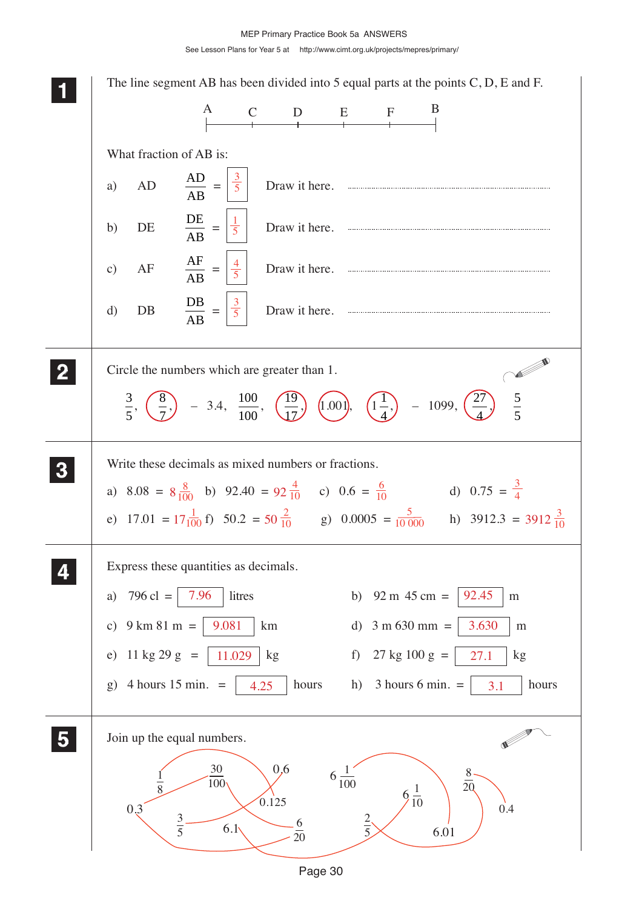MEP Primary Practice Book 5a ANSWERS

See Lesson Plans for Year 5 at http://www.cimt.org.uk/projects/mepres/primary/

**1** The line segment AB has been divided into 5 equal parts at the points C, D, E and F.

A C D E F B

What fraction of AB is:

a) AD $\frac{AD}{AB} = \frac{3}{5}$ Draw it here. ..........

b) DE $\frac{DE}{AB} = \frac{1}{5}$ Draw it here. ..........

c) AF $\frac{AF}{AB} = \frac{4}{5}$ Draw it here. ..........

d) DB $\frac{DB}{AB} = \frac{3}{5}$ Draw it here. ..........

**2** Circle the numbers which are greater than 1.

$\frac{3}{5}$, ($\frac{8}{7}$), $-$ 3.4, $\frac{100}{100}$, ($\frac{19}{17}$), (1.001), ($1\frac{1}{4}$), $-$ 1099, ($\frac{27}{4}$), $\frac{5}{5}$

**3** Write these decimals as mixed numbers or fractions.

a) $8.08 = 8\frac{8}{100}$ b) $92.40 = 92\frac{4}{10}$ c) $0.6 = \frac{6}{10}$ d) $0.75 = \frac{3}{4}$

e) $17.01 = 17\frac{1}{100}$ f) $50.2 = 50\frac{2}{10}$ g) $0.0005 = \frac{5}{10\,000}$ h) $3912.3 = 3912\frac{3}{10}$

**4** Express these quantities as decimals.

a) 796 cl = 7.96 litres

b) 92 m 45 cm = 92.45 m

c) 9 km 81 m = 9.081 km

d) 3 m 630 mm = 3.630 m

e) 11 kg 29 g = 11.029 kg

f) 27 kg 100 g = 27.1 kg

g) 4 hours 15 min. = 4.25 hours

h) 3 hours 6 min. = 3.1 hours

**5** Join up the equal numbers.

$\frac{1}{8}$ — 0.125

$\frac{30}{100}$ — 0.3

0.6 — $\frac{3}{5}$

0.3 — $\frac{6}{20}$

6.1 — $6\frac{1}{10}$

$6\frac{1}{100}$ — 6.01

$\frac{2}{5}$ — 0.4

$\frac{8}{20}$ — 0.4